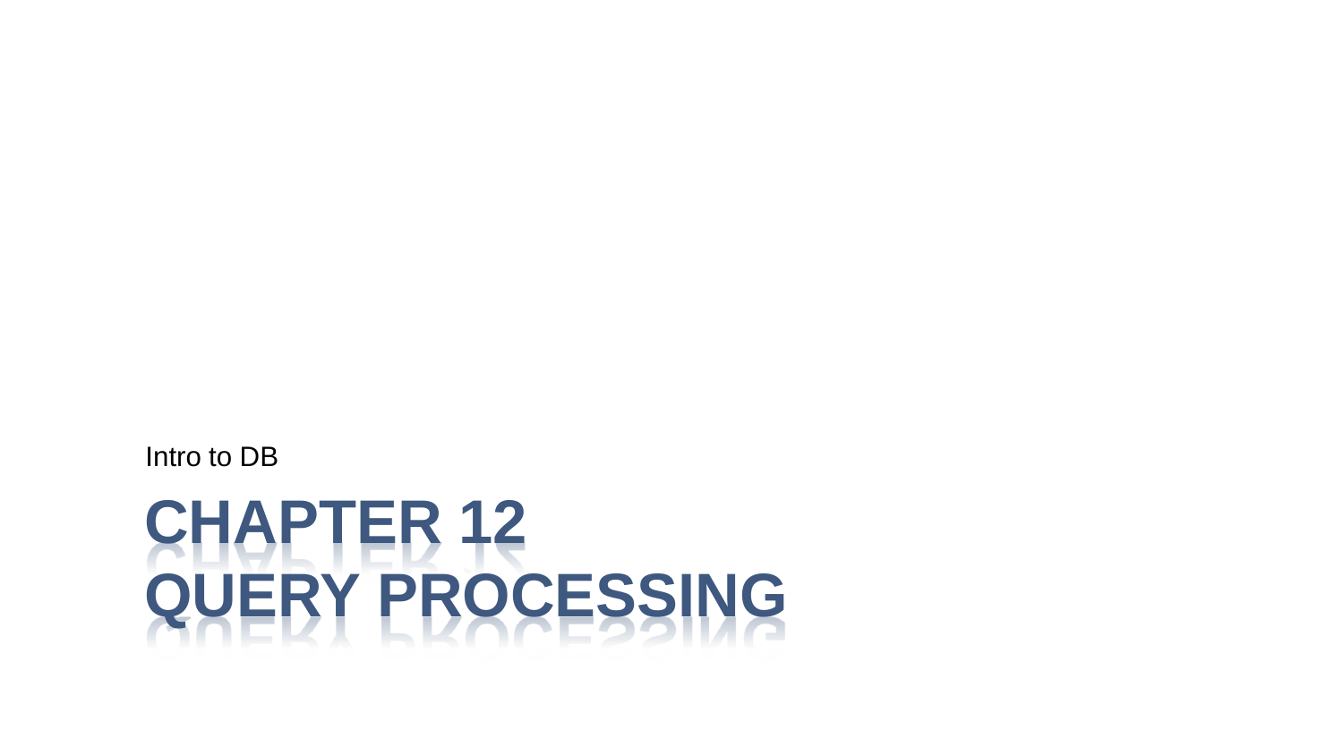Intro to DB

# CHAPTER 12
# QUERY PROCESSING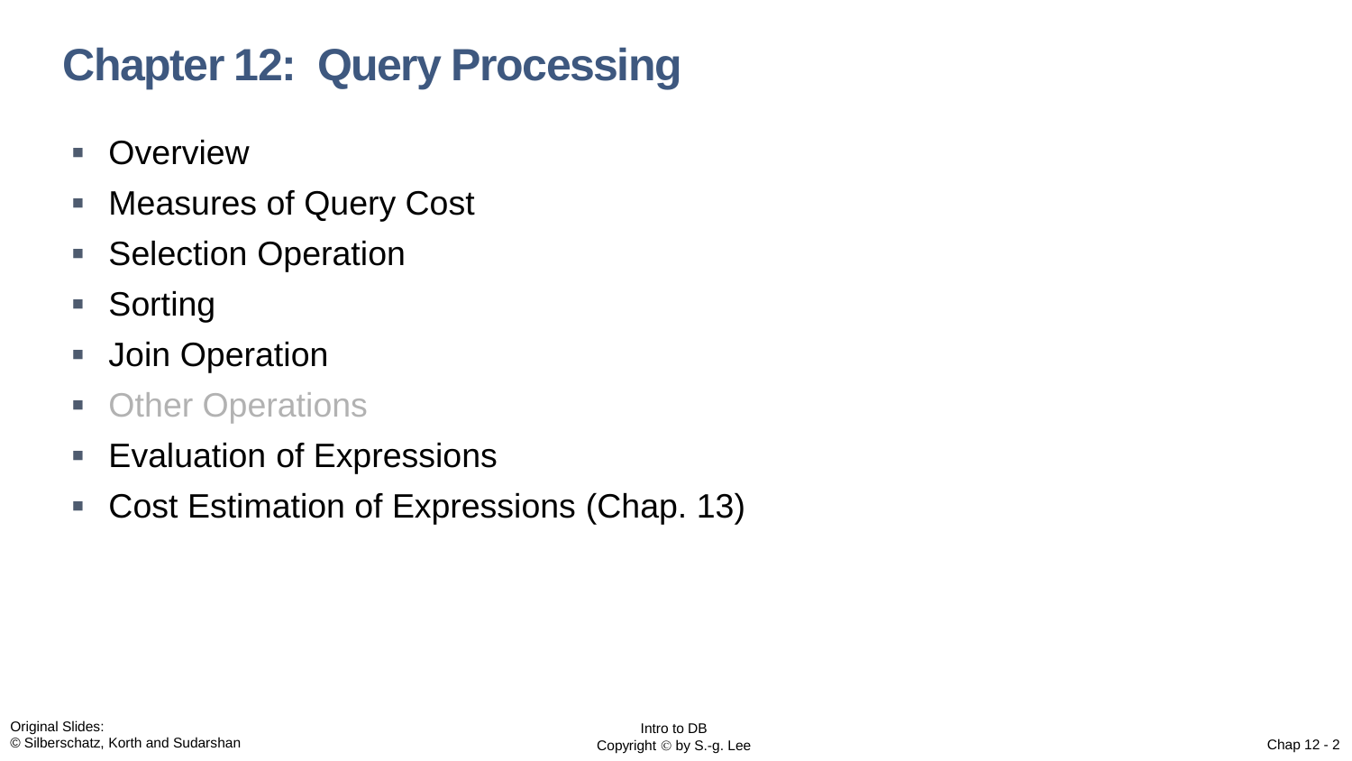# Chapter 12: Query Processing

- Overview
- Measures of Query Cost
- Selection Operation
- Sorting
- Join Operation
- Other Operations
- Evaluation of Expressions
- Cost Estimation of Expressions (Chap. 13)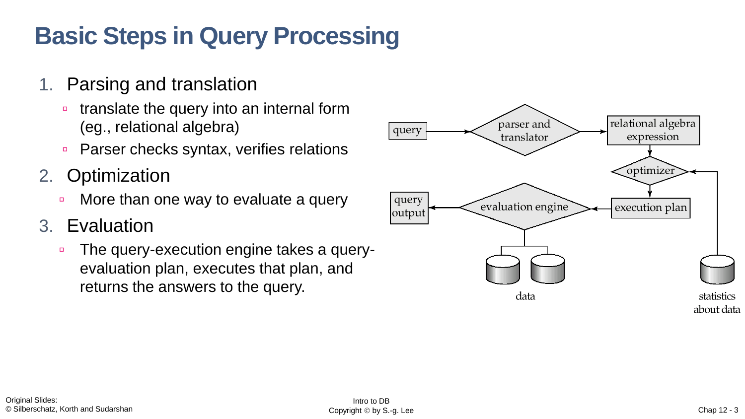# Basic Steps in Query Processing

1. Parsing and translation
   - translate the query into an internal form (eg., relational algebra)
   - Parser checks syntax, verifies relations
2. Optimization
   - More than one way to evaluate a query
3. Evaluation
   - The query-execution engine takes a query-evaluation plan, executes that plan, and returns the answers to the query.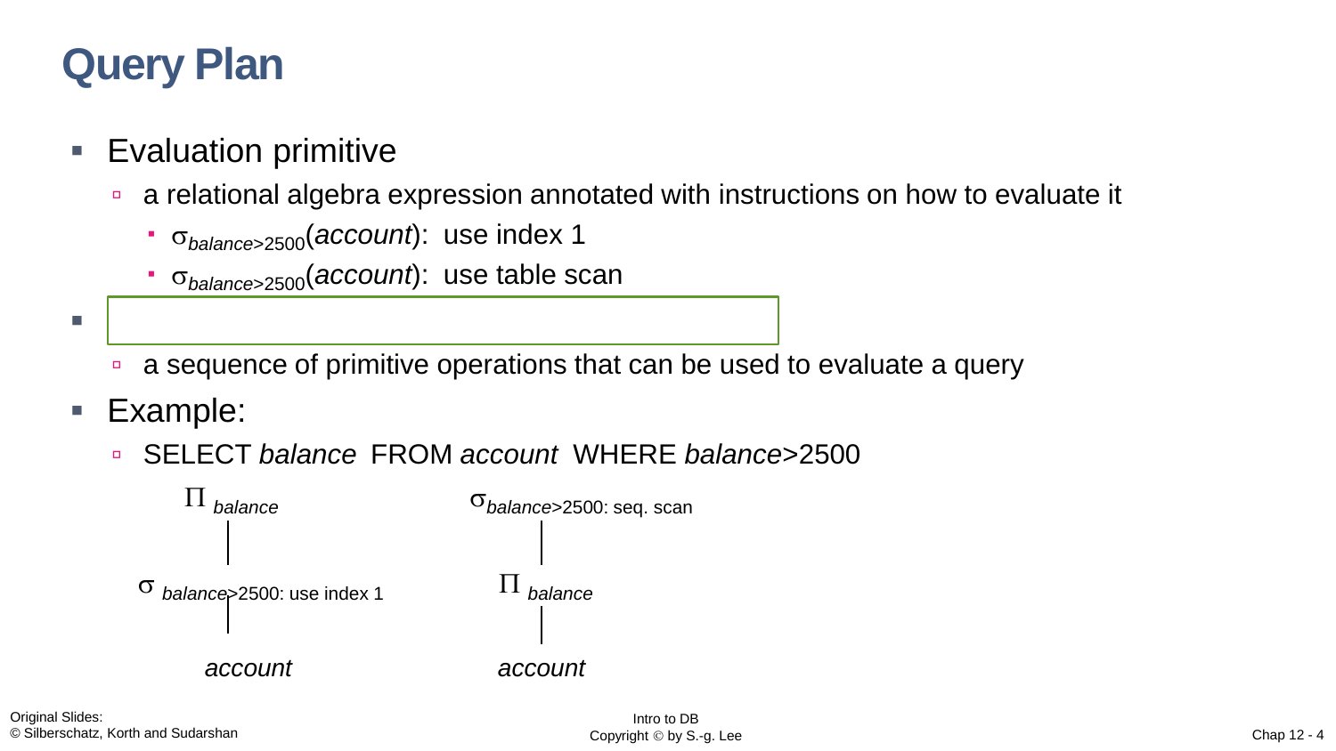# Query Plan

- Evaluation primitive
  - a relational algebra expression annotated with instructions on how to evaluate it
    - $\sigma_{balance>2500}(account)$: use index 1
    - $\sigma_{balance>2500}(account)$: use table scan
- 
  - a sequence of primitive operations that can be used to evaluate a query
- Example:
  - SELECT *balance* FROM *account* WHERE *balance*>2500

$\Pi_{balance}$

$\sigma_{balance>2500}$: use index 1

*account*

$\sigma_{balance>2500}$: seq. scan

$\Pi_{balance}$

*account*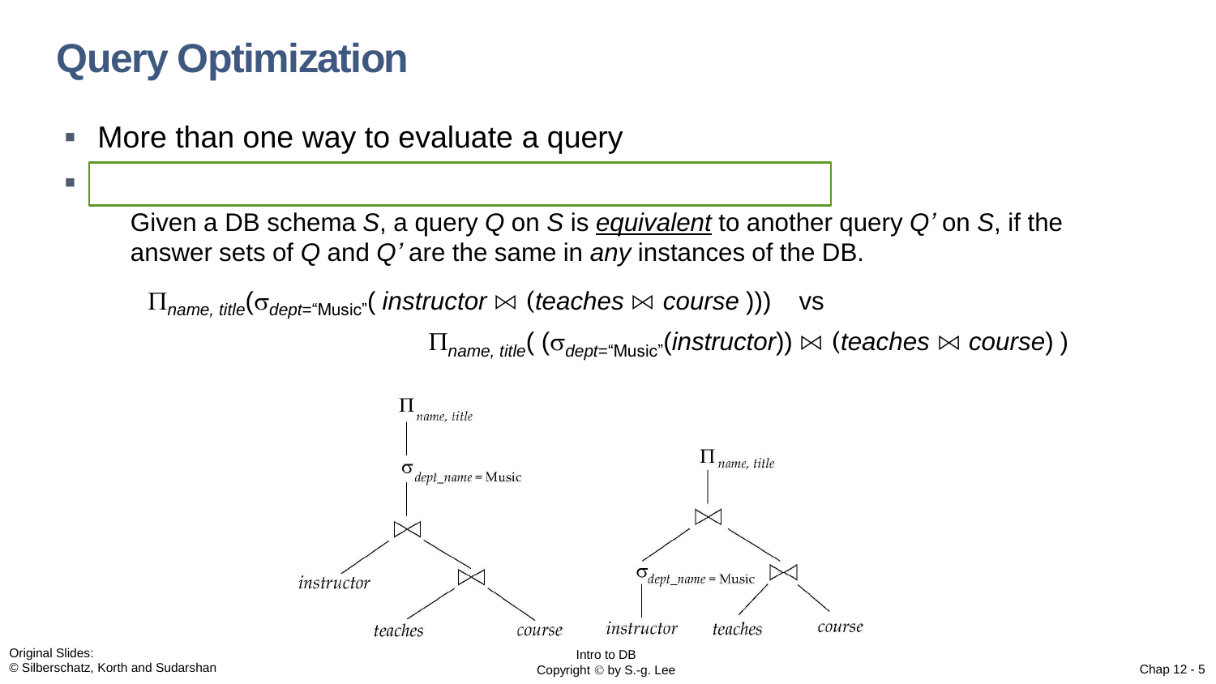# Query Optimization

- More than one way to evaluate a query
- 

  Given a DB schema *S*, a query *Q* on *S* is ***equivalent*** to another query *Q'* on *S*, if the answer sets of *Q* and *Q'* are the same in *any* instances of the DB.

  $\Pi_{name,\ title}(\sigma_{dept=\text{"Music"}}(\ instructor \bowtie (teaches \bowtie course\ )))$ vs

  $\Pi_{name,\ title}(\ (\sigma_{dept=\text{"Music"}}(instructor)) \bowtie (teaches \bowtie course)\ )$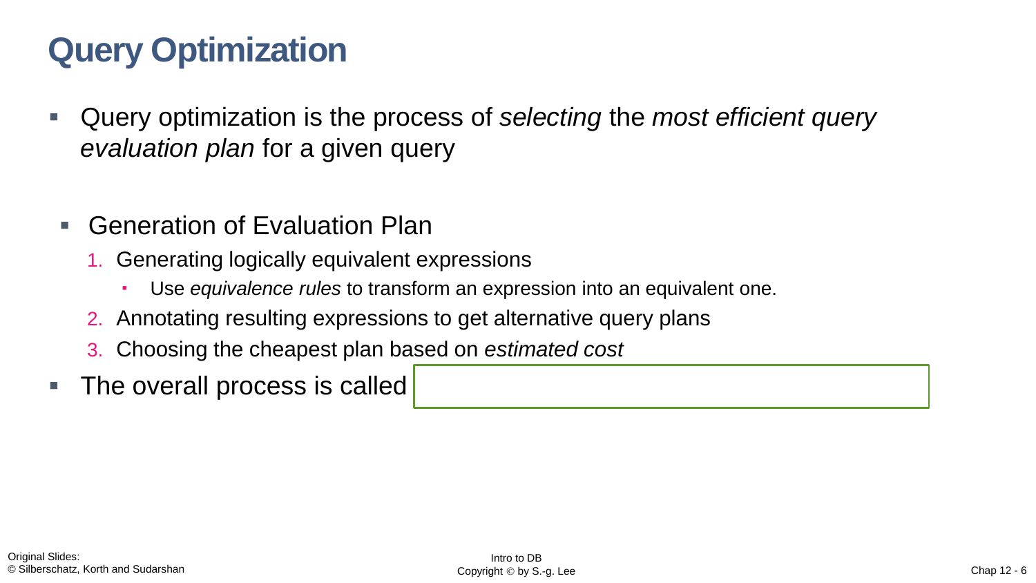# Query Optimization

- Query optimization is the process of *selecting* the *most efficient query evaluation plan* for a given query

  - Generation of Evaluation Plan
    1. Generating logically equivalent expressions
       - Use *equivalence rules* to transform an expression into an equivalent one.
    2. Annotating resulting expressions to get alternative query plans
    3. Choosing the cheapest plan based on *estimated cost*

- The overall process is called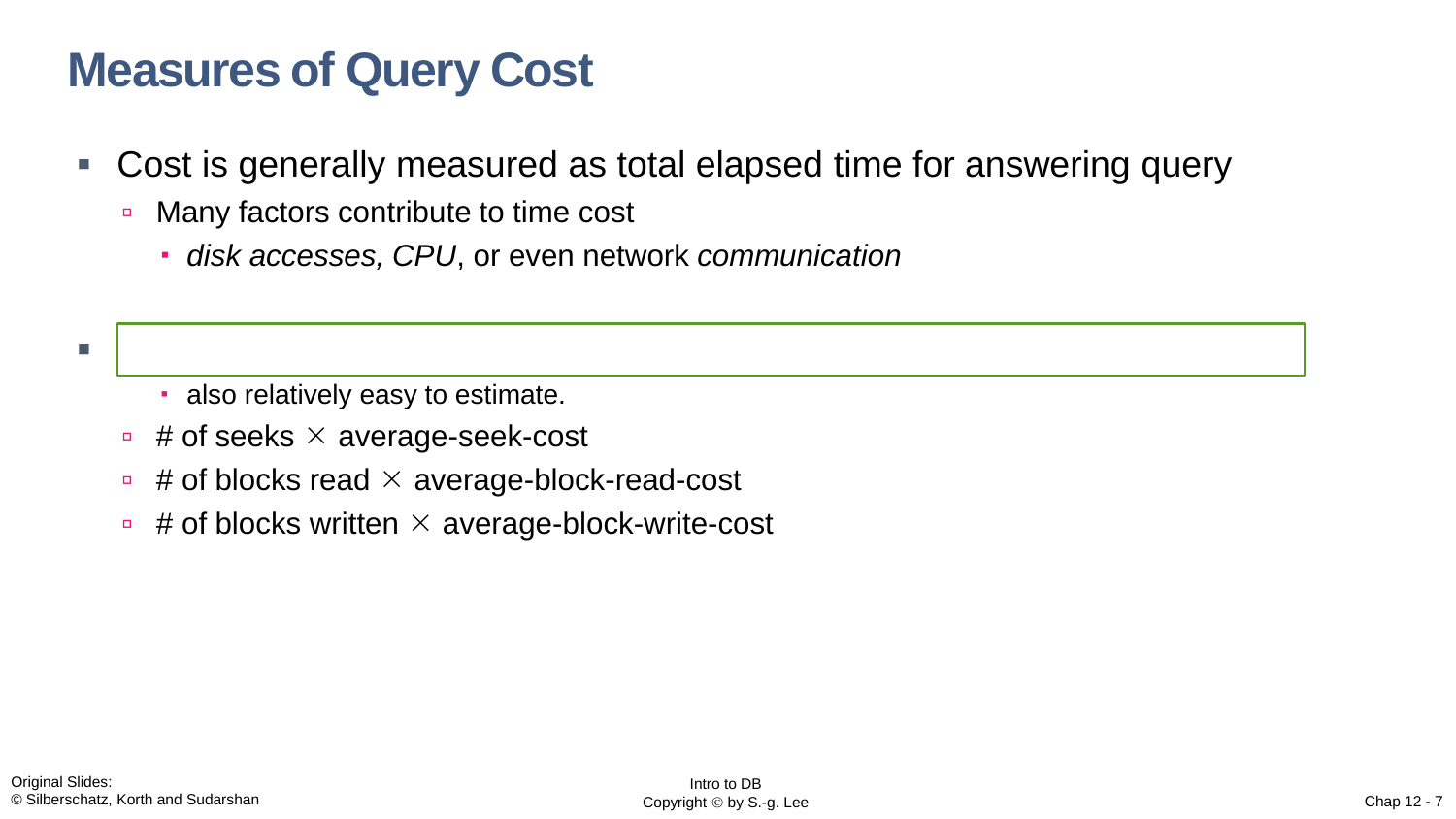# Measures of Query Cost

- Cost is generally measured as total elapsed time for answering query
  - Many factors contribute to time cost
    - *disk accesses, CPU*, or even network *communication*
-
    - also relatively easy to estimate.
  - # of seeks × average-seek-cost
  - # of blocks read × average-block-read-cost
  - # of blocks written × average-block-write-cost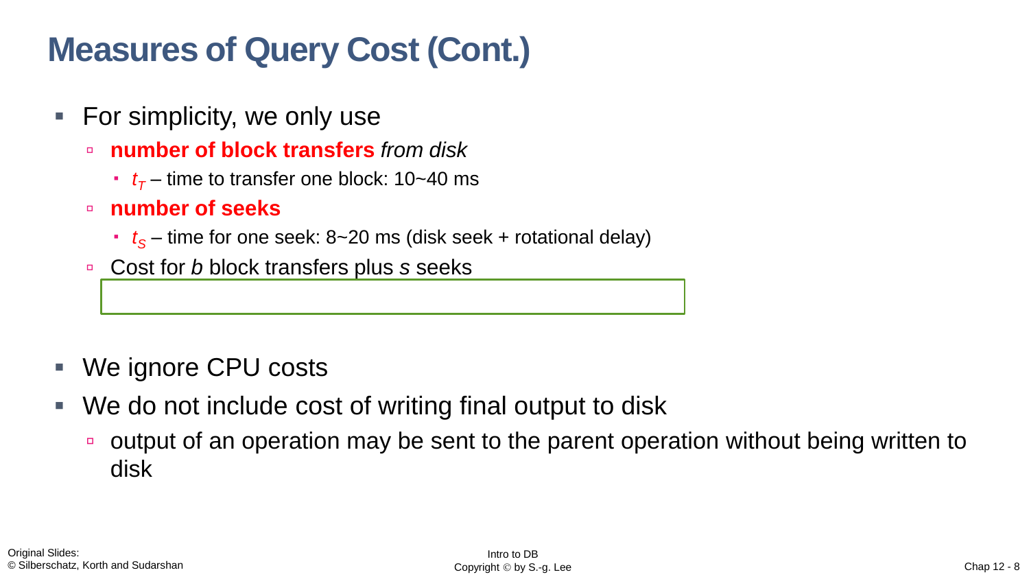# Measures of Query Cost (Cont.)

- For simplicity, we only use
  - **number of block transfers** *from disk*
    - $t_T$ – time to transfer one block: 10~40 ms
  - **number of seeks**
    - $t_S$ – time for one seek: 8~20 ms (disk seek + rotational delay)
  - Cost for *b* block transfers plus *s* seeks
- We ignore CPU costs
- We do not include cost of writing final output to disk
  - output of an operation may be sent to the parent operation without being written to disk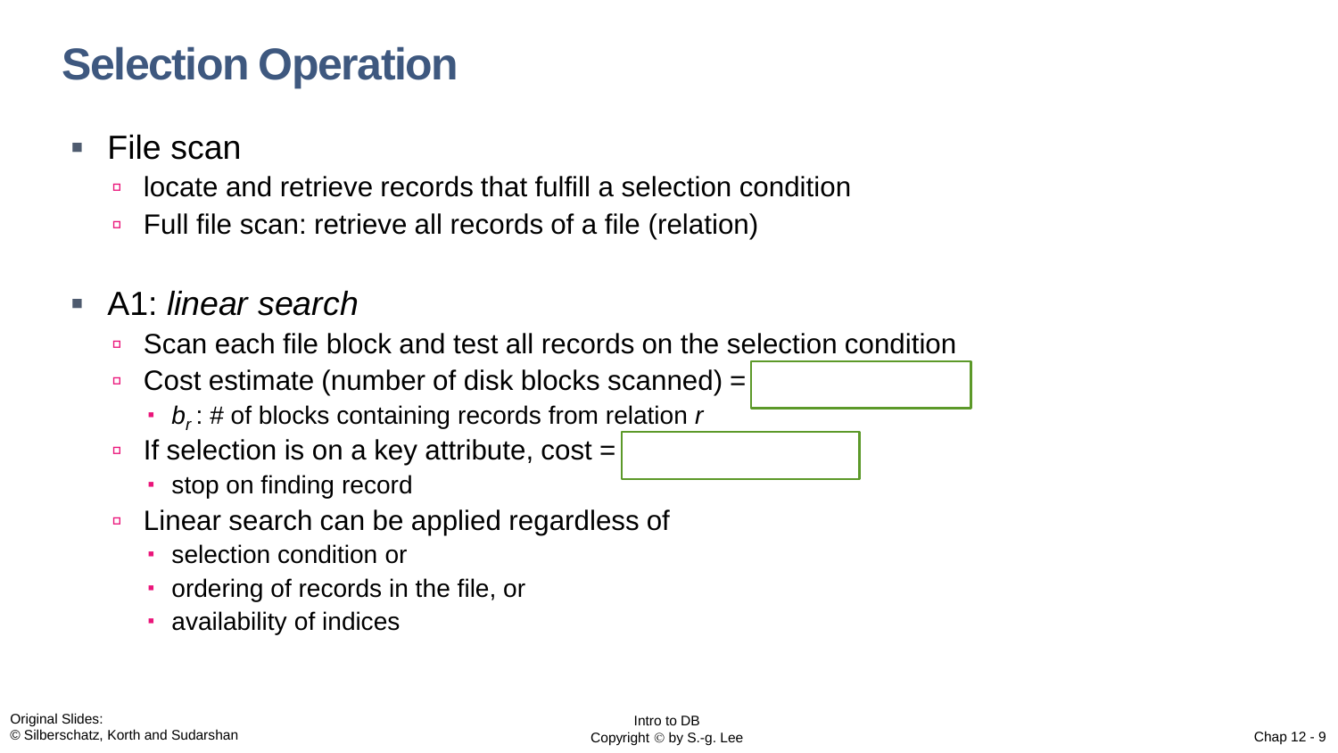# Selection Operation

- File scan
  - locate and retrieve records that fulfill a selection condition
  - Full file scan: retrieve all records of a file (relation)

- A1: *linear search*
  - Scan each file block and test all records on the selection condition
  - Cost estimate (number of disk blocks scanned) =
    - $b_r$ : # of blocks containing records from relation $r$
  - If selection is on a key attribute, cost =
    - stop on finding record
  - Linear search can be applied regardless of
    - selection condition or
    - ordering of records in the file, or
    - availability of indices

Original Slides:
© Silberschatz, Korth and Sudarshan

Intro to DB
Copyright © by S.-g. Lee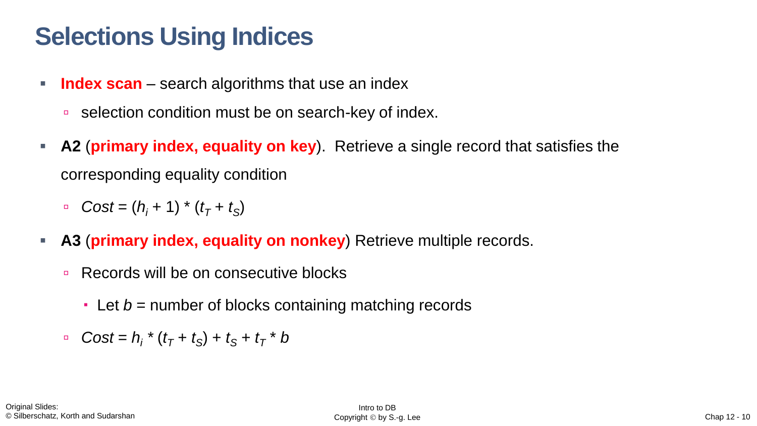# Selections Using Indices

- **Index scan** – search algorithms that use an index
  - selection condition must be on search-key of index.
- **A2** (**primary index, equality on key**). Retrieve a single record that satisfies the corresponding equality condition
  - $Cost = (h_i + 1) * (t_T + t_S)$
- **A3** (**primary index, equality on nonkey**) Retrieve multiple records.
  - Records will be on consecutive blocks
    - Let $b$ = number of blocks containing matching records
  - $Cost = h_i * (t_T + t_S) + t_S + t_T * b$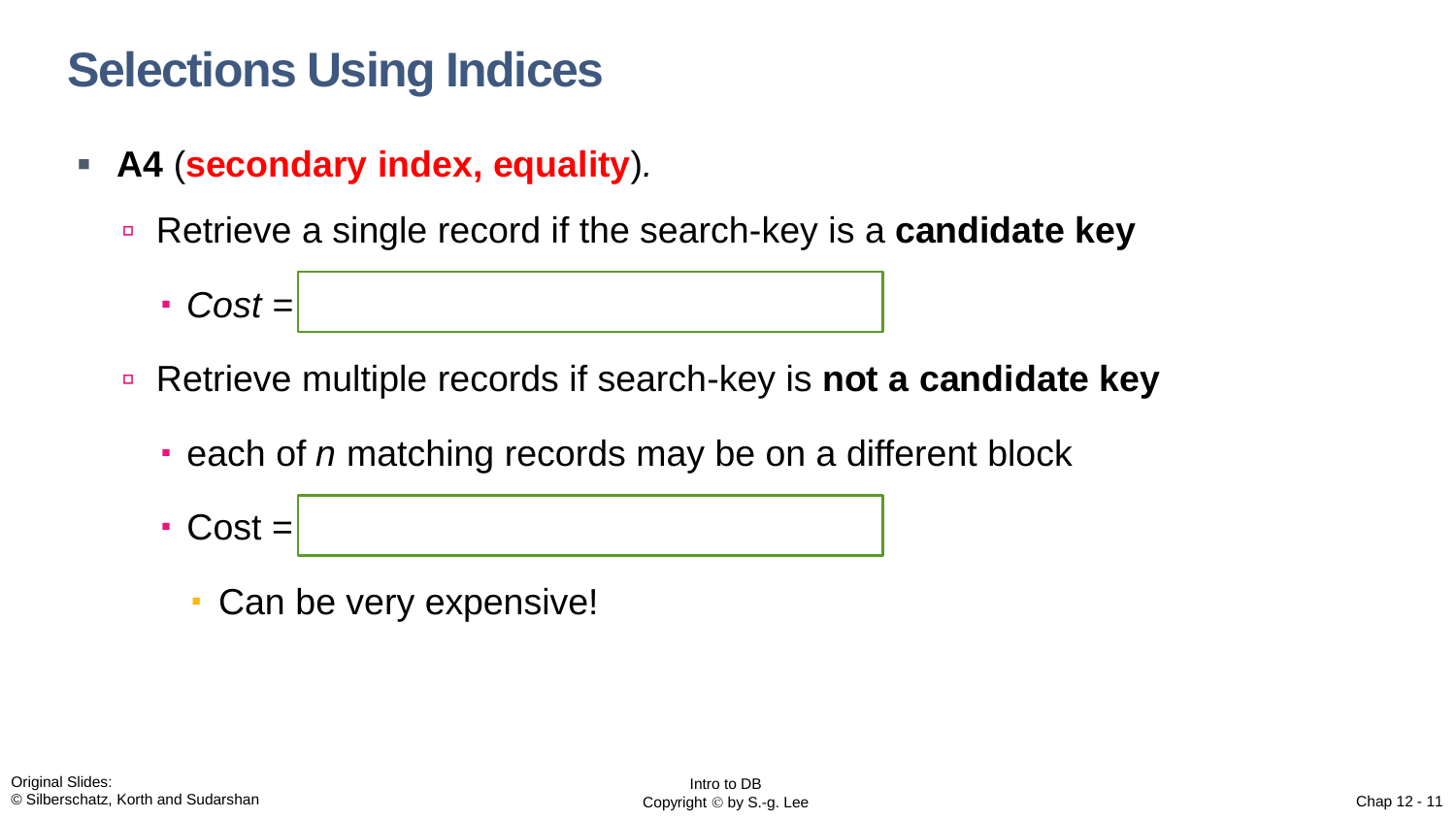# Selections Using Indices

- **A4** (**secondary index, equality**).
  - Retrieve a single record if the search-key is a **candidate key**
    - *Cost* =
  - Retrieve multiple records if search-key is **not a candidate key**
    - each of *n* matching records may be on a different block
    - Cost =
      - Can be very expensive!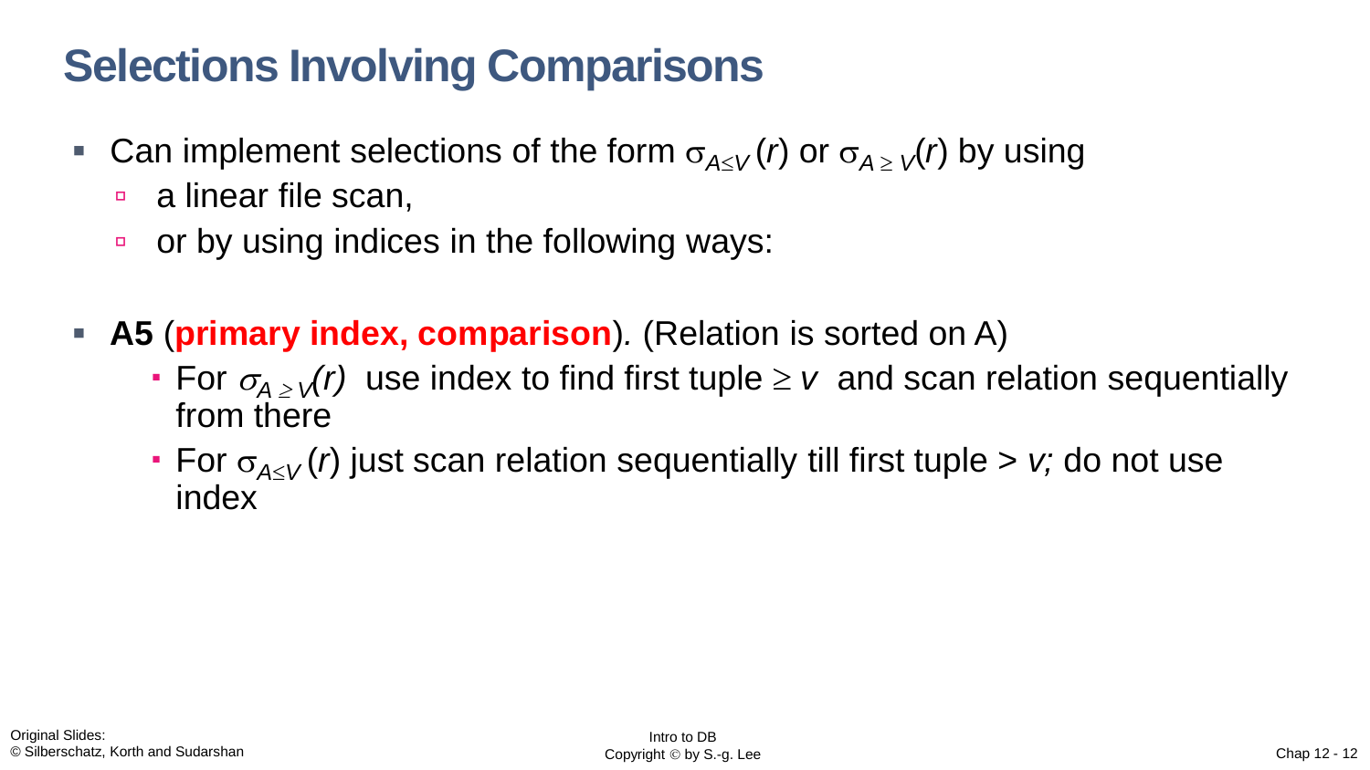# Selections Involving Comparisons

- Can implement selections of the form $\sigma_{A \leq V}(r)$ or $\sigma_{A \geq V}(r)$ by using
  - a linear file scan,
  - or by using indices in the following ways:

- **A5** (**primary index, comparison**). (Relation is sorted on A)
  - For $\sigma_{A \geq V}(r)$ use index to find first tuple $\geq v$ and scan relation sequentially from there
  - For $\sigma_{A \leq V}(r)$ just scan relation sequentially till first tuple $> v$; do not use index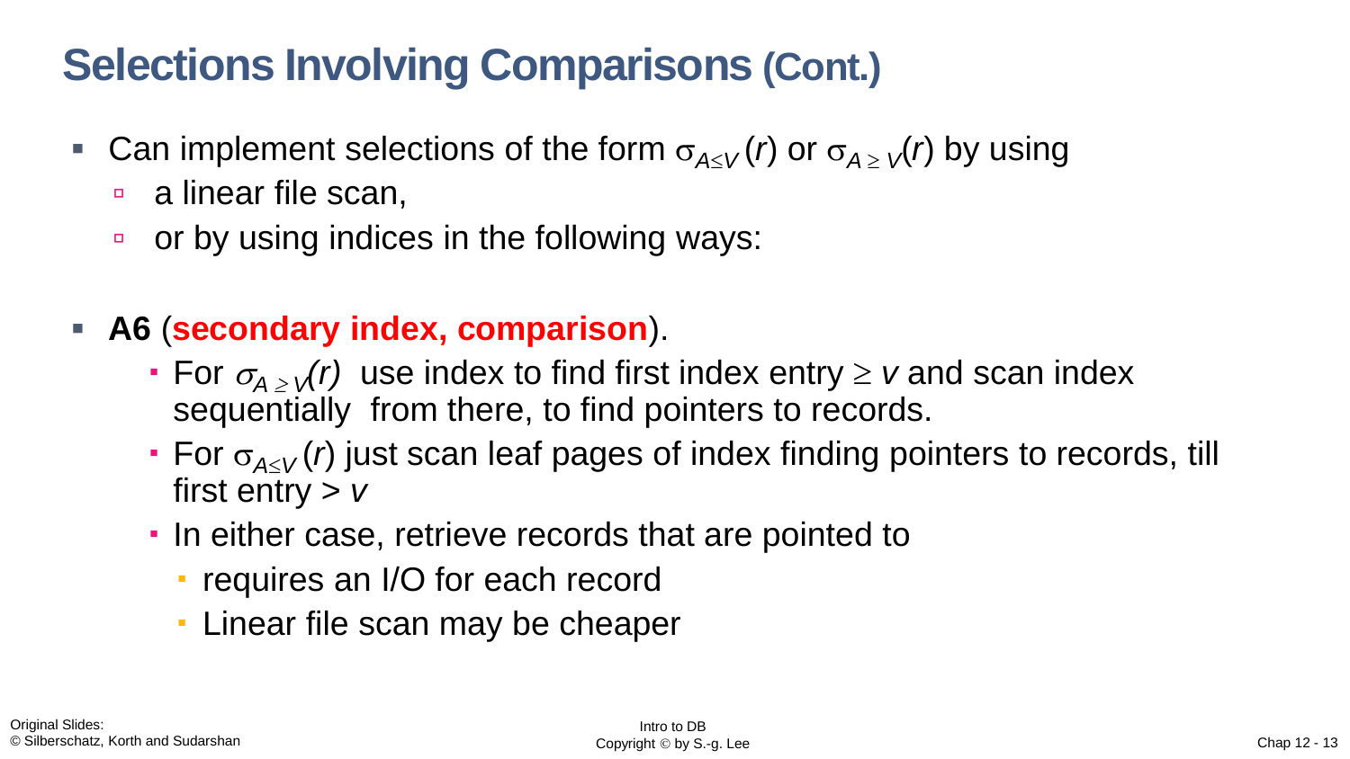# Selections Involving Comparisons (Cont.)

- Can implement selections of the form $\sigma_{A \leq V}(r)$ or $\sigma_{A \geq V}(r)$ by using
  - a linear file scan,
  - or by using indices in the following ways:

- **A6** (**secondary index, comparison**).
  - For $\sigma_{A \geq V}(r)$ use index to find first index entry $\geq v$ and scan index sequentially from there, to find pointers to records.
  - For $\sigma_{A \leq V}(r)$ just scan leaf pages of index finding pointers to records, till first entry $> v$
  - In either case, retrieve records that are pointed to
    - requires an I/O for each record
    - Linear file scan may be cheaper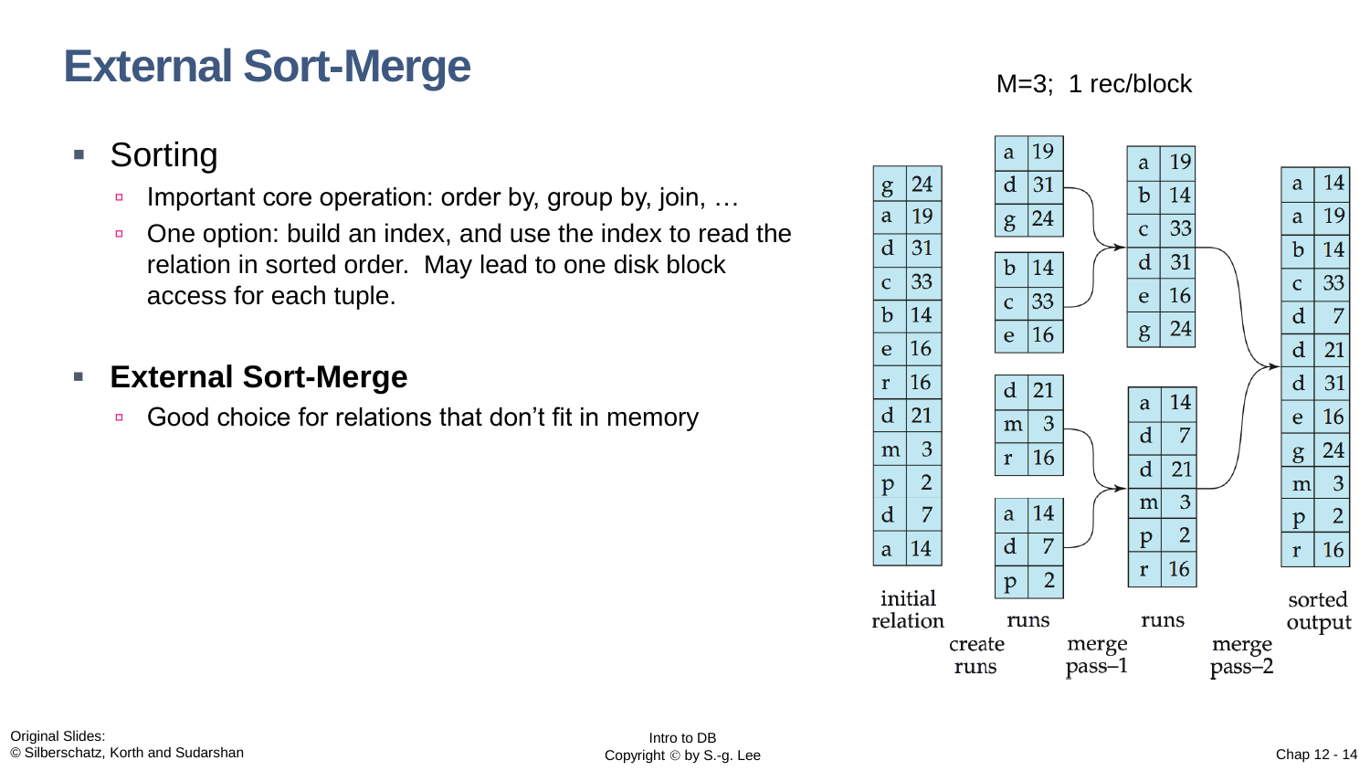# External Sort-Merge

- Sorting
  - Important core operation: order by, group by, join, …
  - One option: build an index, and use the index to read the relation in sorted order. May lead to one disk block access for each tuple.

- **External Sort-Merge**
  - Good choice for relations that don't fit in memory

M=3; 1 rec/block

| initial relation | |
|---|---|
| g | 24 |
| a | 19 |
| d | 31 |
| c | 33 |
| b | 14 |
| e | 16 |
| r | 16 |
| d | 21 |
| m | 3 |
| p | 2 |
| d | 7 |
| a | 14 |

create runs →

| runs | |
|---|---|
| a | 19 |
| d | 31 |
| g | 24 |
| | |
| b | 14 |
| c | 33 |
| e | 16 |
| | |
| d | 21 |
| m | 3 |
| r | 16 |
| | |
| a | 14 |
| d | 7 |
| p | 2 |

merge pass–1 →

| runs | |
|---|---|
| a | 19 |
| b | 14 |
| c | 33 |
| d | 31 |
| e | 16 |
| g | 24 |
| | |
| a | 14 |
| d | 7 |
| d | 21 |
| m | 3 |
| p | 2 |
| r | 16 |

merge pass–2 →

| sorted output | |
|---|---|
| a | 14 |
| a | 19 |
| b | 14 |
| c | 33 |
| d | 7 |
| d | 21 |
| d | 31 |
| e | 16 |
| g | 24 |
| m | 3 |
| p | 2 |
| r | 16 |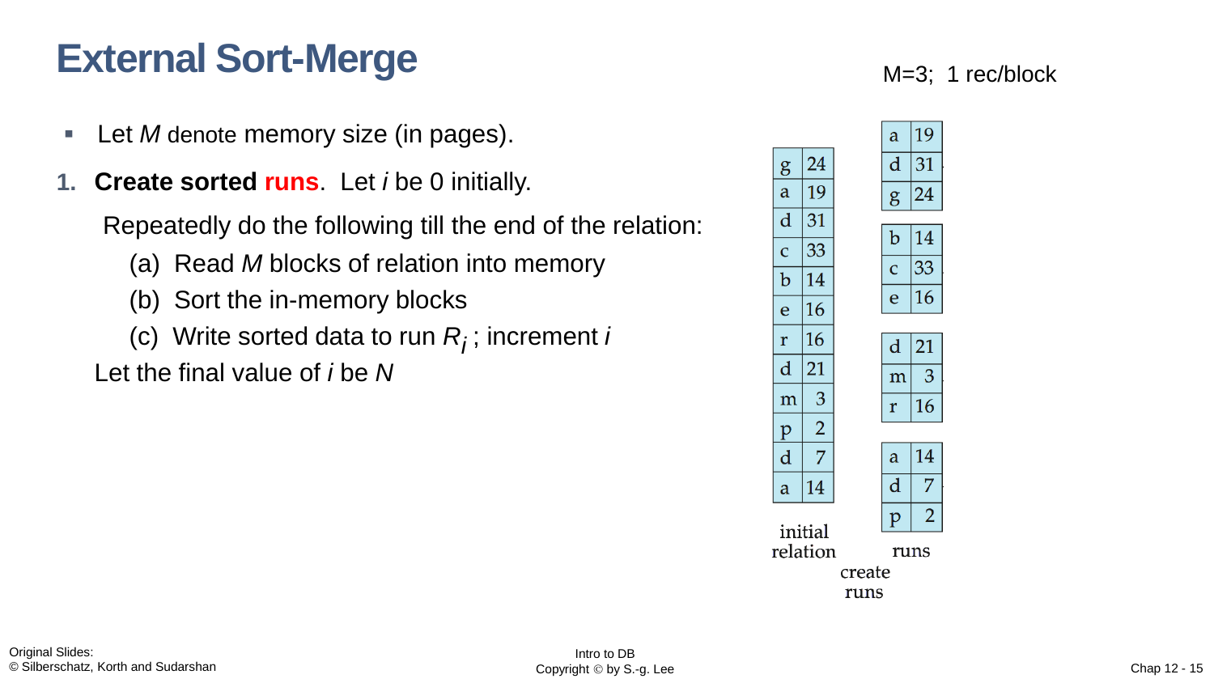# External Sort-Merge

M=3; 1 rec/block

- Let $M$ denote memory size (in pages).

1. **Create sorted runs**. Let $i$ be 0 initially.

   Repeatedly do the following till the end of the relation:

   (a) Read $M$ blocks of relation into memory

   (b) Sort the in-memory blocks

   (c) Write sorted data to run $R_i$ ; increment $i$

   Let the final value of $i$ be $N$

**initial relation**

| | |
|---|---|
| g | 24 |
| a | 19 |
| d | 31 |
| c | 33 |
| b | 14 |
| e | 16 |
| r | 16 |
| d | 21 |
| m | 3 |
| p | 2 |
| d | 7 |
| a | 14 |

create runs →

**runs**

| | |
|---|---|
| a | 19 |
| d | 31 |
| g | 24 |

| | |
|---|---|
| b | 14 |
| c | 33 |
| e | 16 |

| | |
|---|---|
| d | 21 |
| m | 3 |
| r | 16 |

| | |
|---|---|
| a | 14 |
| d | 7 |
| p | 2 |

Original Slides:
© Silberschatz, Korth and Sudarshan

Intro to DB
Copyright © by S.-g. Lee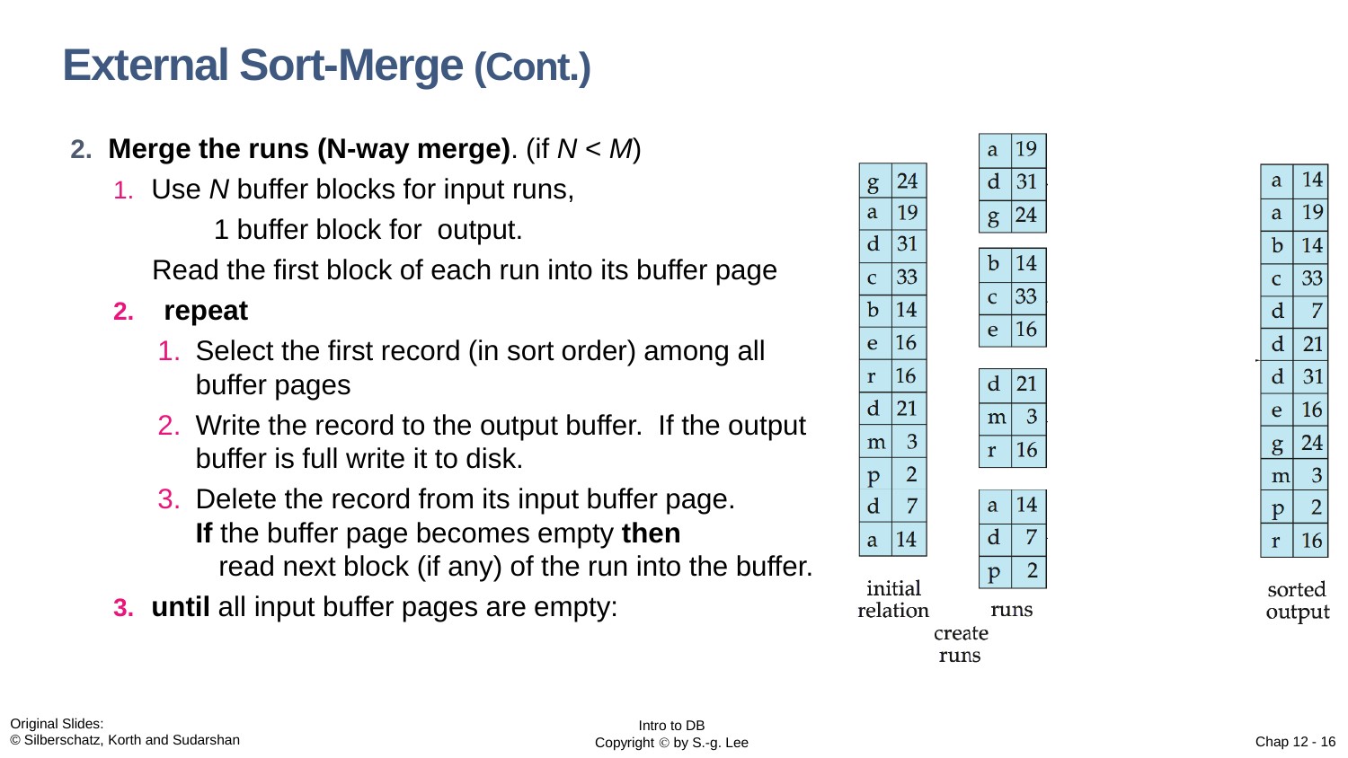# External Sort-Merge (Cont.)

2. **Merge the runs (N-way merge)**. (if $N < M$)
   1. Use $N$ buffer blocks for input runs,

      1 buffer block for output.

      Read the first block of each run into its buffer page
   2. **repeat**
      1. Select the first record (in sort order) among all buffer pages
      2. Write the record to the output buffer. If the output buffer is full write it to disk.
      3. Delete the record from its input buffer page.
         **If** the buffer page becomes empty **then**
         read next block (if any) of the run into the buffer.
   3. **until** all input buffer pages are empty:

initial relation:

| | |
|---|---|
| g | 24 |
| a | 19 |
| d | 31 |
| c | 33 |
| b | 14 |
| e | 16 |
| r | 16 |
| d | 21 |
| m | 3 |
| p | 2 |
| d | 7 |
| a | 14 |

create runs → runs:

| | |
|---|---|
| a | 19 |
| d | 31 |
| g | 24 |

| | |
|---|---|
| b | 14 |
| c | 33 |
| e | 16 |

| | |
|---|---|
| d | 21 |
| m | 3 |
| r | 16 |

| | |
|---|---|
| a | 14 |
| d | 7 |
| p | 2 |

sorted output:

| | |
|---|---|
| a | 14 |
| a | 19 |
| b | 14 |
| c | 33 |
| d | 7 |
| d | 21 |
| d | 31 |
| e | 16 |
| g | 24 |
| m | 3 |
| p | 2 |
| r | 16 |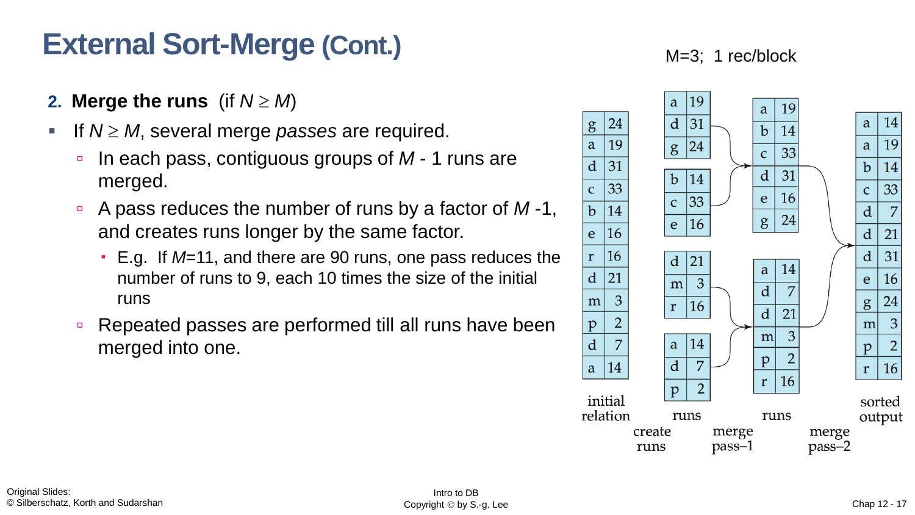# External Sort-Merge (Cont.)

**2. Merge the runs** (if $N \geq M$)

- If $N \geq M$, several merge *passes* are required.
  - In each pass, contiguous groups of $M$ - 1 runs are merged.
  - A pass reduces the number of runs by a factor of $M$ -1, and creates runs longer by the same factor.
    - E.g. If $M$=11, and there are 90 runs, one pass reduces the number of runs to 9, each 10 times the size of the initial runs
  - Repeated passes are performed till all runs have been merged into one.

M=3; 1 rec/block

**initial relation**

| | |
|---|---|
| g | 24 |
| a | 19 |
| d | 31 |
| c | 33 |
| b | 14 |
| e | 16 |
| r | 16 |
| d | 21 |
| m | 3 |
| p | 2 |
| d | 7 |
| a | 14 |

**create runs → runs**

| | |
|---|---|
| a | 19 |
| d | 31 |
| g | 24 |

| | |
|---|---|
| b | 14 |
| c | 33 |
| e | 16 |

| | |
|---|---|
| d | 21 |
| m | 3 |
| r | 16 |

| | |
|---|---|
| a | 14 |
| d | 7 |
| p | 2 |

**merge pass–1 → runs**

| | |
|---|---|
| a | 19 |
| b | 14 |
| c | 33 |
| d | 31 |
| e | 16 |
| g | 24 |

| | |
|---|---|
| a | 14 |
| d | 7 |
| d | 21 |
| m | 3 |
| p | 2 |
| r | 16 |

**merge pass–2 → sorted output**

| | |
|---|---|
| a | 14 |
| a | 19 |
| b | 14 |
| c | 33 |
| d | 7 |
| d | 21 |
| d | 31 |
| e | 16 |
| g | 24 |
| m | 3 |
| p | 2 |
| r | 16 |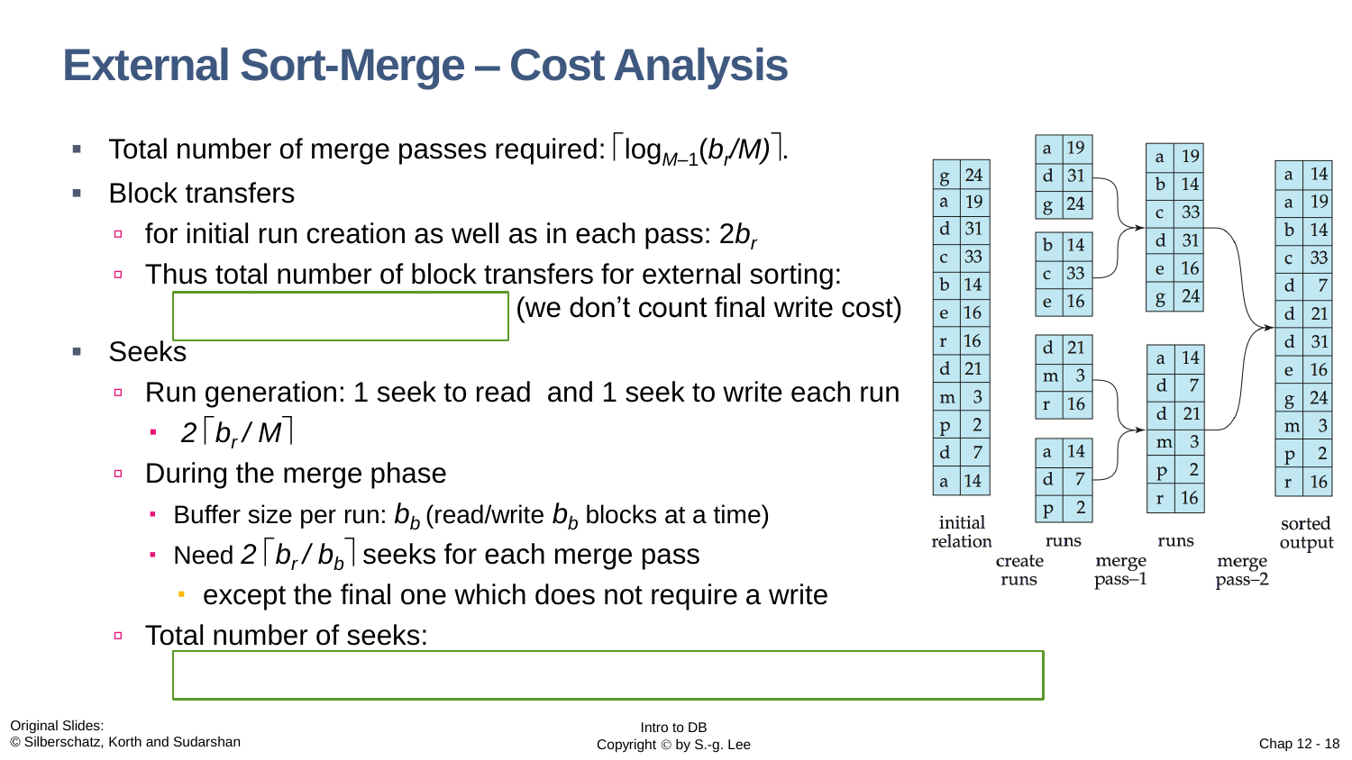# External Sort-Merge – Cost Analysis

- Total number of merge passes required: $\lceil \log_{M-1}(b_r/M) \rceil$.
- Block transfers
  - for initial run creation as well as in each pass: $2b_r$
  - Thus total number of block transfers for external sorting:

    (we don't count final write cost)
- Seeks
  - Run generation: 1 seek to read and 1 seek to write each run
    - $2\lceil b_r / M \rceil$
  - During the merge phase
    - Buffer size per run: $b_b$ (read/write $b_b$ blocks at a time)
    - Need $2\lceil b_r / b_b \rceil$ seeks for each merge pass
      - except the final one which does not require a write
  - Total number of seeks:

| initial relation | | | runs | | | runs | | | sorted output | |
|---|---|---|---|---|---|---|---|---|---|---|
| g | 24 | | a | 19 | | a | 19 | | a | 14 |
| a | 19 | | d | 31 | | b | 14 | | a | 19 |
| d | 31 | | g | 24 | | c | 33 | | b | 14 |
| c | 33 | | b | 14 | | d | 31 | | c | 33 |
| b | 14 | | c | 33 | | e | 16 | | d | 7 |
| e | 16 | | e | 16 | | g | 24 | | d | 21 |
| r | 16 | | d | 21 | | a | 14 | | d | 31 |
| d | 21 | | m | 3 | | d | 7 | | e | 16 |
| m | 3 | | r | 16 | | d | 21 | | g | 24 |
| p | 2 | | a | 14 | | m | 3 | | m | 3 |
| d | 7 | | d | 7 | | p | 2 | | p | 2 |
| a | 14 | | p | 2 | | r | 16 | | r | 16 |

create runs → merge pass–1 → merge pass–2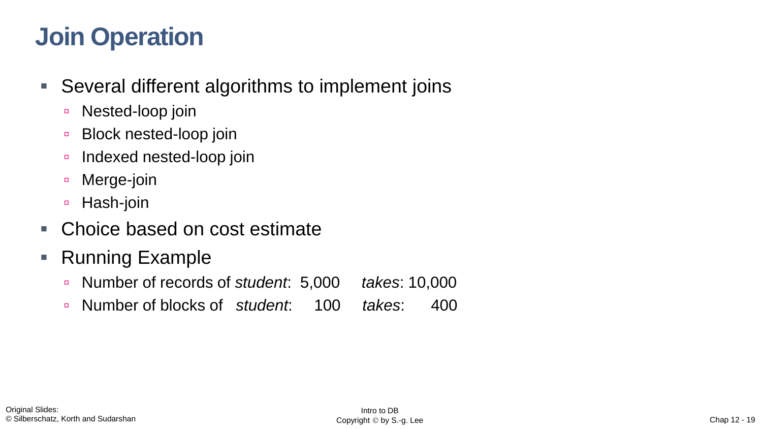# Join Operation

- Several different algorithms to implement joins
  - Nested-loop join
  - Block nested-loop join
  - Indexed nested-loop join
  - Merge-join
  - Hash-join
- Choice based on cost estimate
- Running Example
  - Number of records of *student*: 5,000 *takes*: 10,000
  - Number of blocks of *student*: 100 *takes*: 400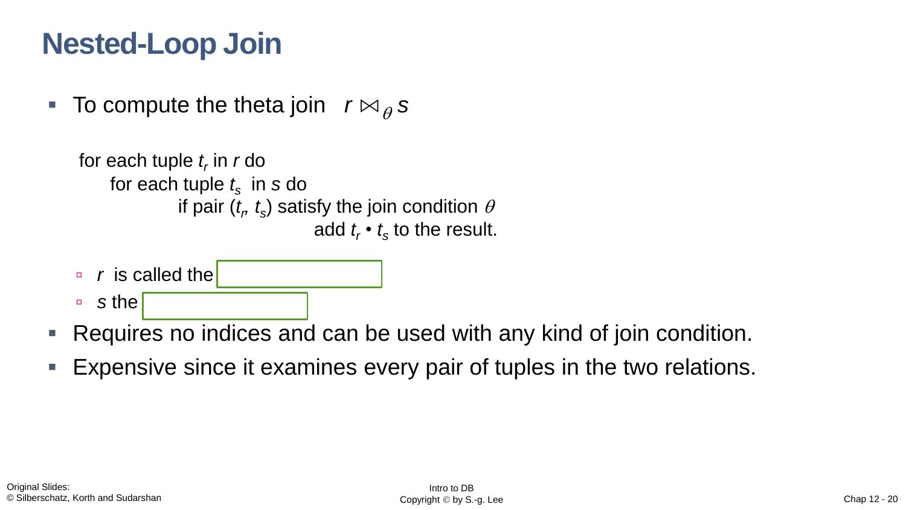# Nested-Loop Join

- To compute the theta join $r \bowtie_{\theta} s$

  for each tuple $t_r$ in $r$ do
  &nbsp;&nbsp;&nbsp;&nbsp;for each tuple $t_s$ in $s$ do
  &nbsp;&nbsp;&nbsp;&nbsp;&nbsp;&nbsp;&nbsp;&nbsp;if pair ($t_r$, $t_s$) satisfy the join condition $\theta$
  &nbsp;&nbsp;&nbsp;&nbsp;&nbsp;&nbsp;&nbsp;&nbsp;&nbsp;&nbsp;&nbsp;&nbsp;add $t_r \bullet t_s$ to the result.

  - *r* is called the ____________
  - *s* the ____________
- Requires no indices and can be used with any kind of join condition.
- Expensive since it examines every pair of tuples in the two relations.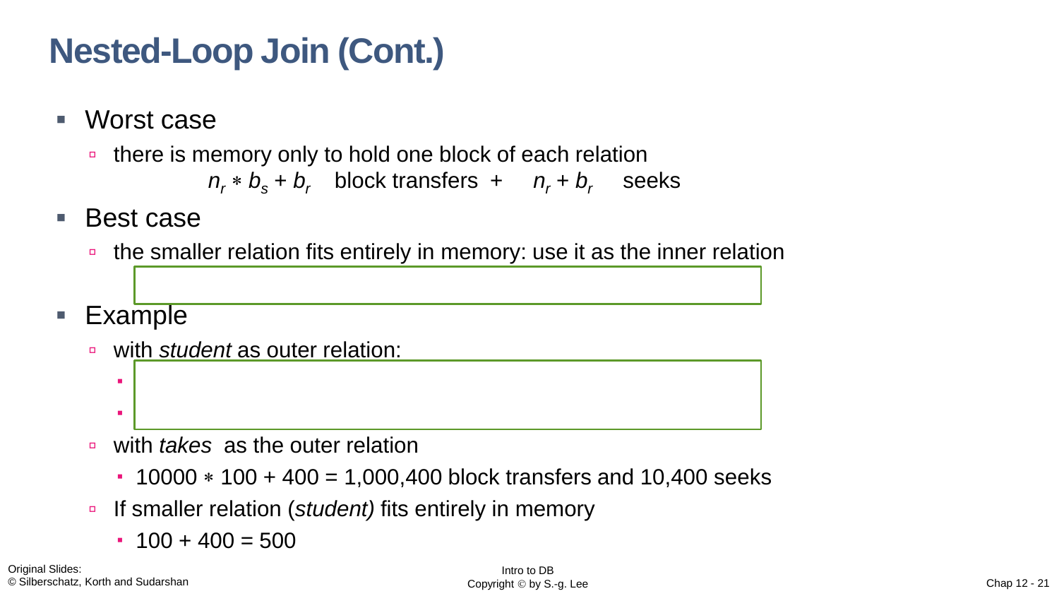# Nested-Loop Join (Cont.)

- Worst case
  - there is memory only to hold one block of each relation

    $n_r * b_s + b_r$ block transfers + $n_r + b_r$ seeks
- Best case
  - the smaller relation fits entirely in memory: use it as the inner relation
- Example
  - with *student* as outer relation:
    -
    -
  - with *takes* as the outer relation
    - 10000 ∗ 100 + 400 = 1,000,400 block transfers and 10,400 seeks
  - If smaller relation (*student)* fits entirely in memory
    - 100 + 400 = 500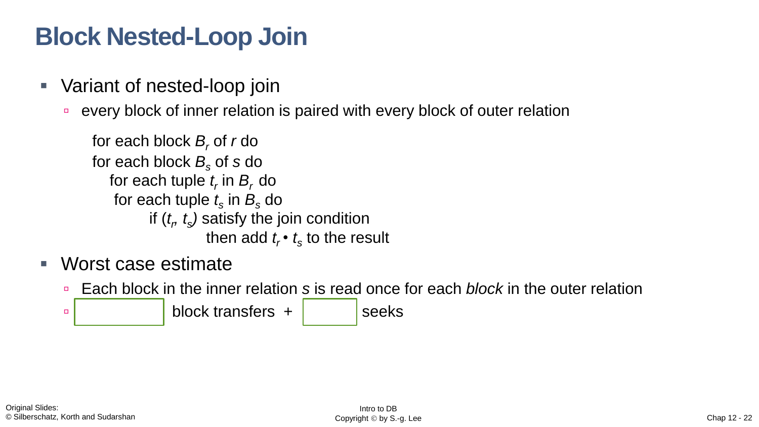# Block Nested-Loop Join

- Variant of nested-loop join
  - every block of inner relation is paired with every block of outer relation

```
for each block B_r of r do
for each block B_s of s do
   for each tuple t_r in B_r do
    for each tuple t_s in B_s do
          if (t_r, t_s) satisfy the join condition
                then add t_r • t_s to the result
```

- Worst case estimate
  - Each block in the inner relation $s$ is read once for each *block* in the outer relation
  - [          ] block transfers + [          ] seeks

Original Slides:
© Silberschatz, Korth and Sudarshan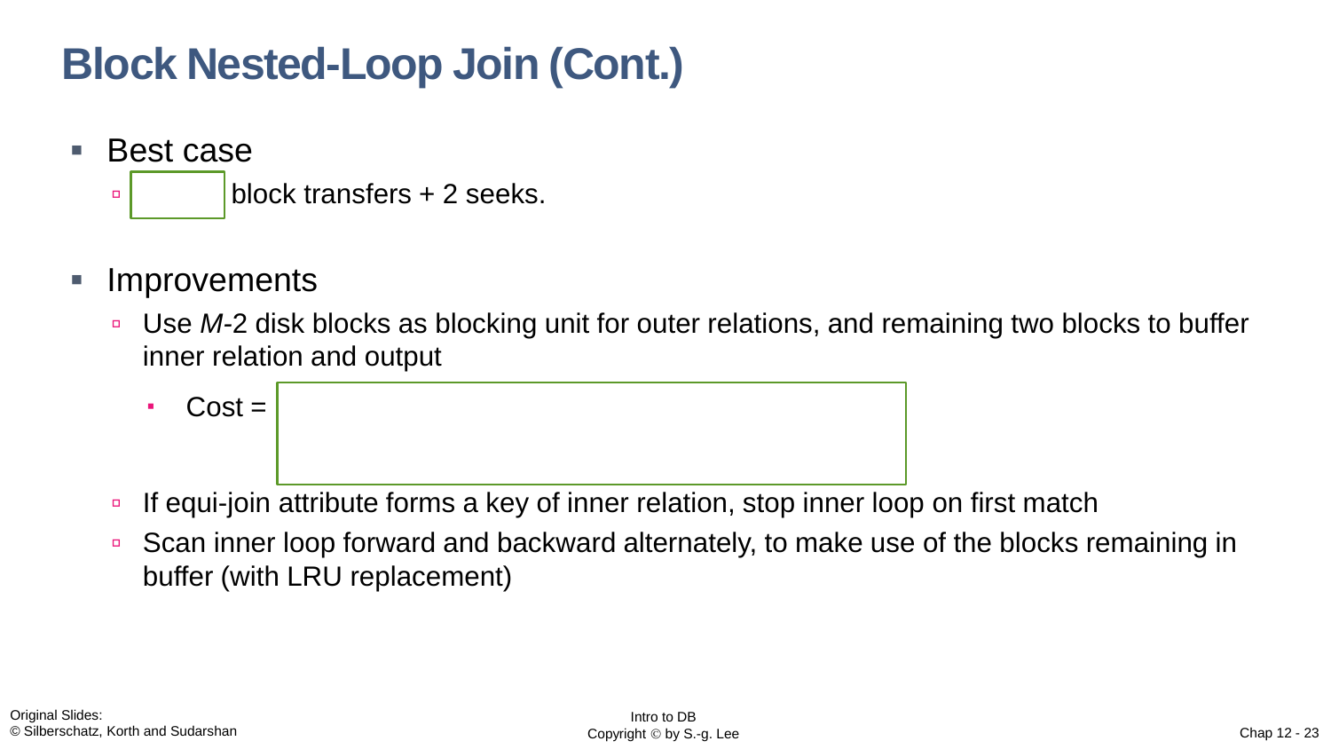# Block Nested-Loop Join (Cont.)

- Best case
  - block transfers + 2 seeks.
- Improvements
  - Use *M*-2 disk blocks as blocking unit for outer relations, and remaining two blocks to buffer inner relation and output
    - Cost =
  - If equi-join attribute forms a key of inner relation, stop inner loop on first match
  - Scan inner loop forward and backward alternately, to make use of the blocks remaining in buffer (with LRU replacement)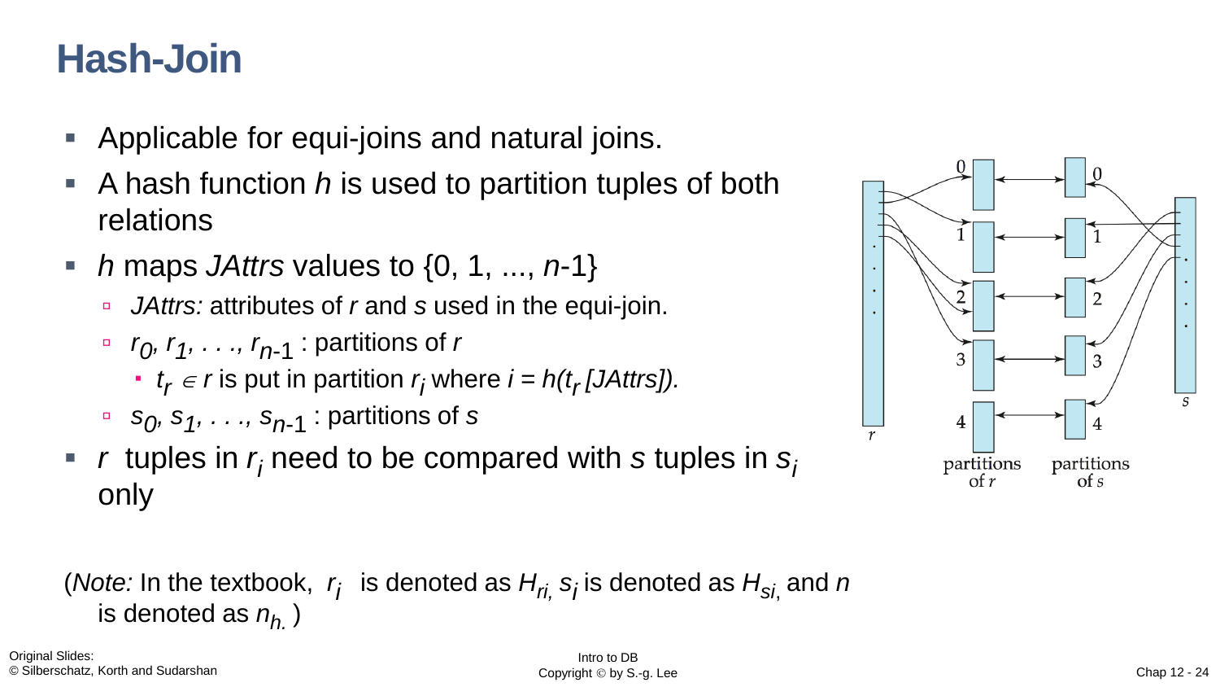# Hash-Join

- Applicable for equi-joins and natural joins.
- A hash function $h$ is used to partition tuples of both relations
- $h$ maps *JAttrs* values to $\{0, 1, ..., n\text{-}1\}$
  - *JAttrs:* attributes of $r$ and $s$ used in the equi-join.
  - $r_0, r_1, \ldots, r_{n\text{-}1}$ : partitions of $r$
    - $t_r \in r$ is put in partition $r_i$ where $i = h(t_r[JAttrs])$.
  - $s_0, s_1, \ldots, s_{n\text{-}1}$ : partitions of $s$
- $r$ tuples in $r_i$ need to be compared with $s$ tuples in $s_i$ only

(*Note:* In the textbook, $r_i$ is denoted as $H_{ri}$, $s_i$ is denoted as $H_{si}$, and $n$ is denoted as $n_h$.)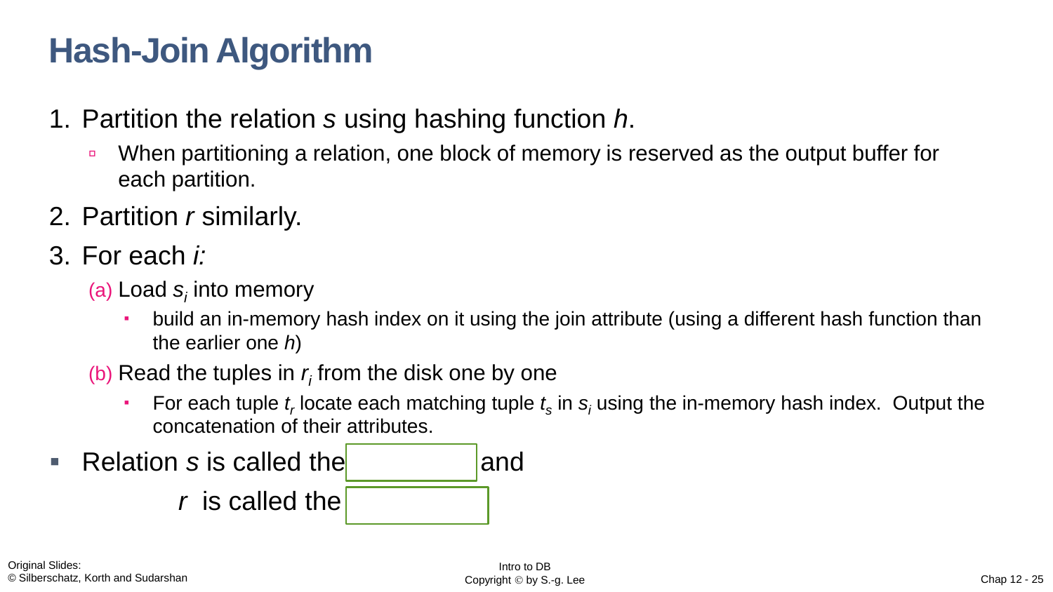# Hash-Join Algorithm

1. Partition the relation $s$ using hashing function $h$.
   - When partitioning a relation, one block of memory is reserved as the output buffer for each partition.
2. Partition $r$ similarly.
3. For each $i$:

   (a) Load $s_i$ into memory
   - build an in-memory hash index on it using the join attribute (using a different hash function than the earlier one $h$)

   (b) Read the tuples in $r_i$ from the disk one by one
   - For each tuple $t_r$ locate each matching tuple $t_s$ in $s_i$ using the in-memory hash index. Output the concatenation of their attributes.

- Relation $s$ is called the ______ and
  $r$ is called the ______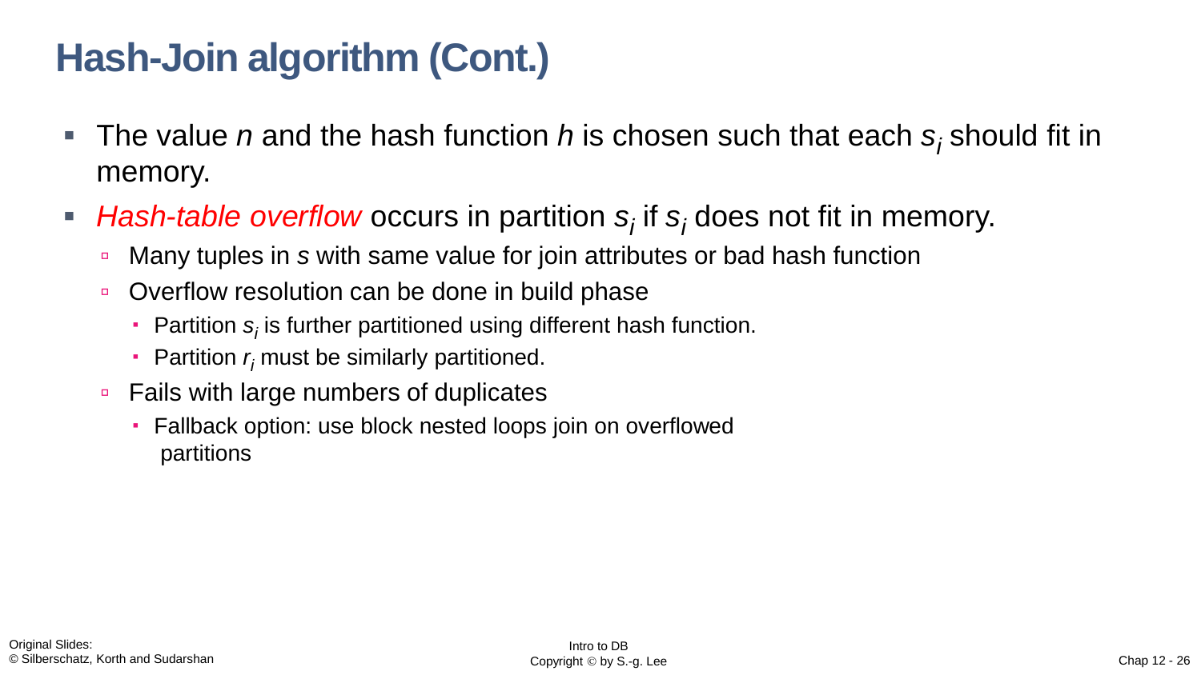# Hash-Join algorithm (Cont.)

- The value $n$ and the hash function $h$ is chosen such that each $s_i$ should fit in memory.
- *Hash-table overflow* occurs in partition $s_i$ if $s_i$ does not fit in memory.
  - Many tuples in $s$ with same value for join attributes or bad hash function
  - Overflow resolution can be done in build phase
    - Partition $s_i$ is further partitioned using different hash function.
    - Partition $r_i$ must be similarly partitioned.
  - Fails with large numbers of duplicates
    - Fallback option: use block nested loops join on overflowed partitions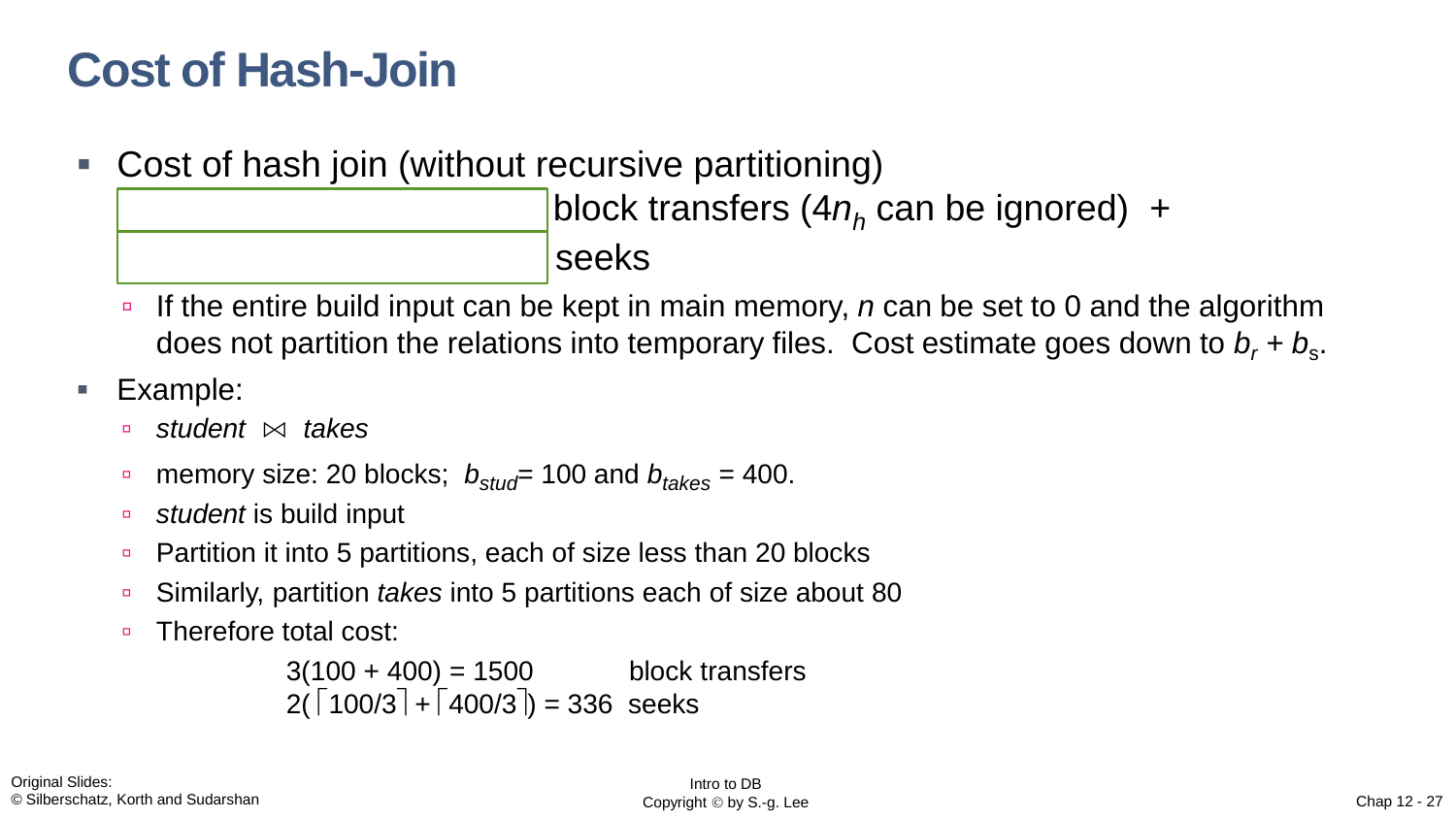# Cost of Hash-Join

- Cost of hash join (without recursive partitioning)

  block transfers ($4n_h$ can be ignored) +

  seeks

  - If the entire build input can be kept in main memory, $n$ can be set to 0 and the algorithm does not partition the relations into temporary files. Cost estimate goes down to $b_r + b_s$.

- Example:
  - *student* ⋈ *takes*
  - memory size: 20 blocks; $b_{stud}$= 100 and $b_{takes}$ = 400.
  - *student* is build input
  - Partition it into 5 partitions, each of size less than 20 blocks
  - Similarly, partition *takes* into 5 partitions each of size about 80
  - Therefore total cost:

    $3(100 + 400) = 1500$ block transfers
    $2(\lceil 100/3 \rceil + \lceil 400/3 \rceil) = 336$ seeks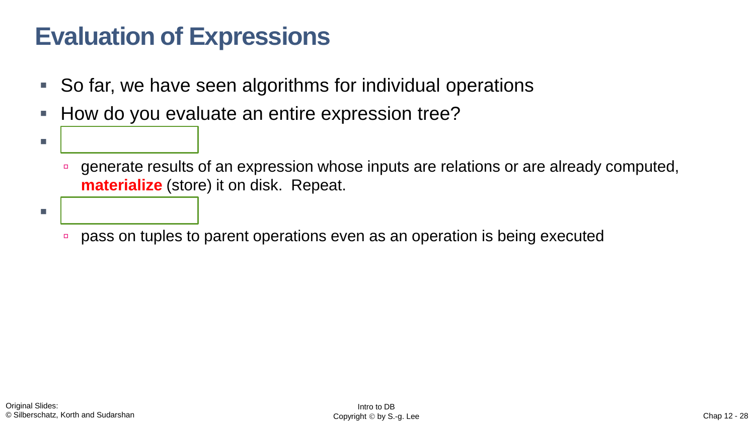# Evaluation of Expressions

- So far, we have seen algorithms for individual operations
- How do you evaluate an entire expression tree?
- 
  - generate results of an expression whose inputs are relations or are already computed, **materialize** (store) it on disk. Repeat.
- 
  - pass on tuples to parent operations even as an operation is being executed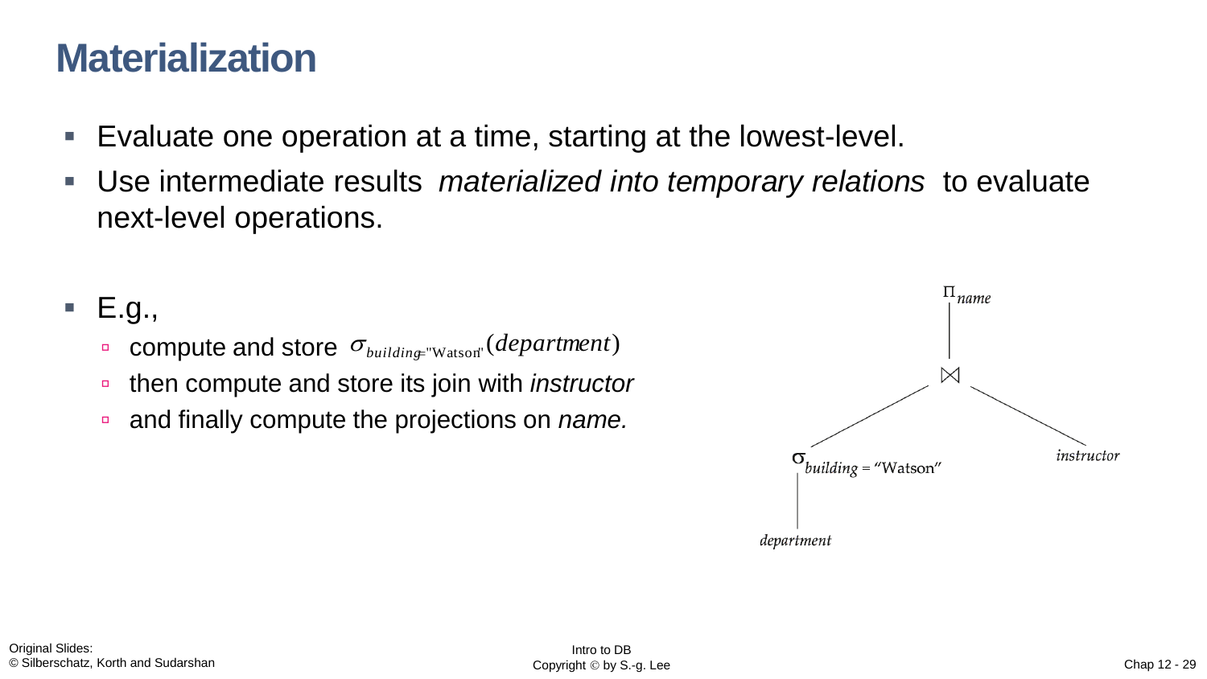# Materialization

- Evaluate one operation at a time, starting at the lowest-level.
- Use intermediate results *materialized into temporary relations* to evaluate next-level operations.
- E.g.,
  - compute and store $\sigma_{building=\text{"Watson"}}(department)$
  - then compute and store its join with *instructor*
  - and finally compute the projections on *name.*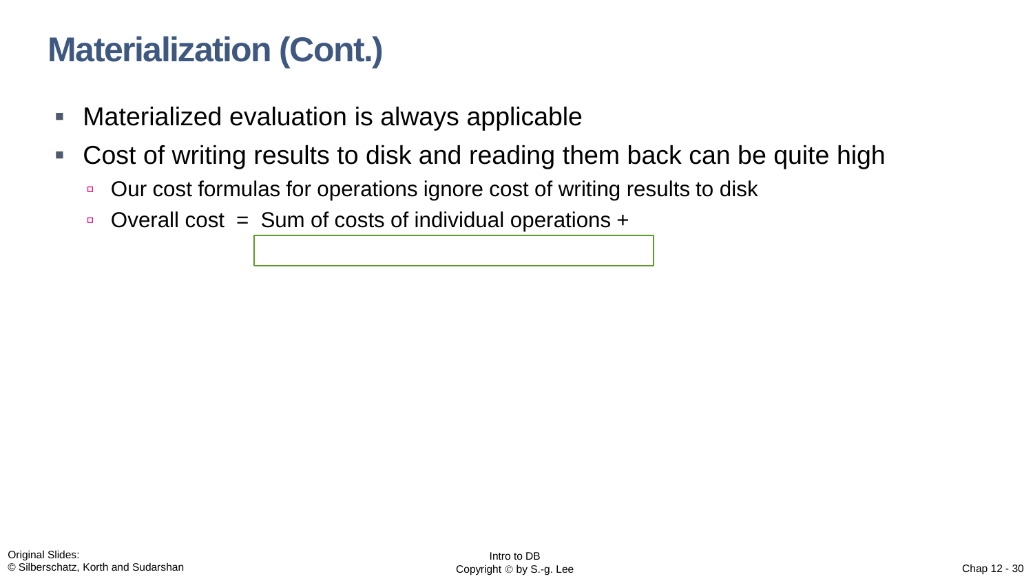# Materialization (Cont.)

- Materialized evaluation is always applicable
- Cost of writing results to disk and reading them back can be quite high
  - Our cost formulas for operations ignore cost of writing results to disk
  - Overall cost = Sum of costs of individual operations +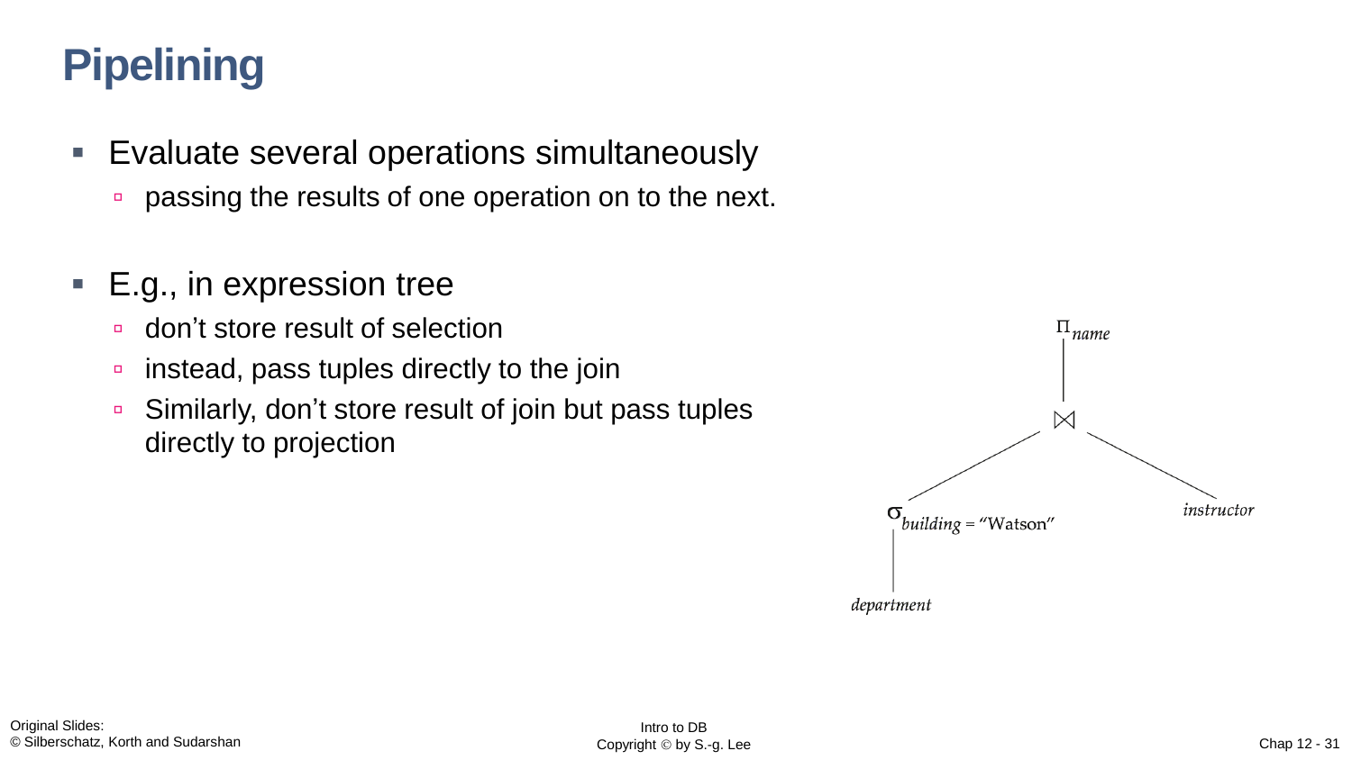# Pipelining

- Evaluate several operations simultaneously
  - passing the results of one operation on to the next.
- E.g., in expression tree
  - don't store result of selection
  - instead, pass tuples directly to the join
  - Similarly, don't store result of join but pass tuples directly to projection

$$\Pi_{name}(\sigma_{building = \text{"Watson"}}(department) \bowtie instructor)$$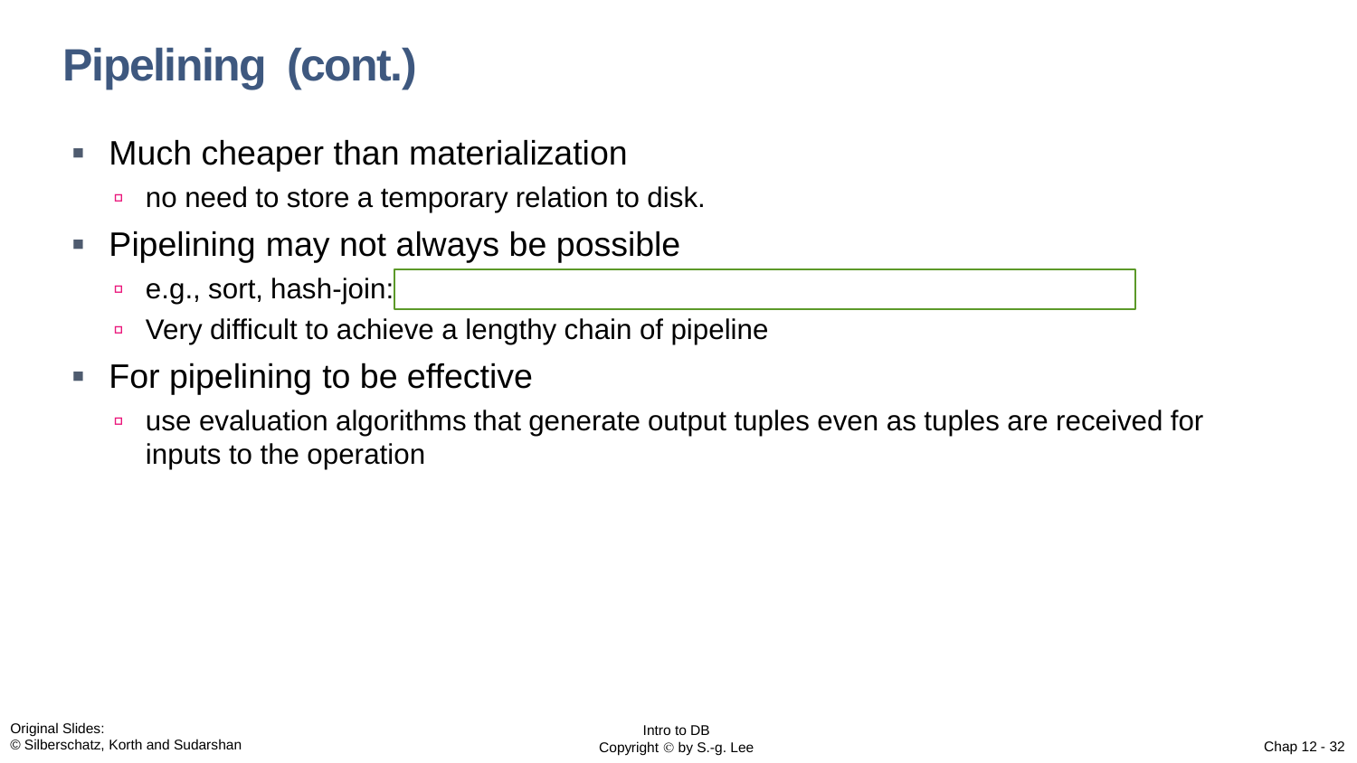# Pipelining (cont.)

- Much cheaper than materialization
  - no need to store a temporary relation to disk.
- Pipelining may not always be possible
  - e.g., sort, hash-join:
  - Very difficult to achieve a lengthy chain of pipeline
- For pipelining to be effective
  - use evaluation algorithms that generate output tuples even as tuples are received for inputs to the operation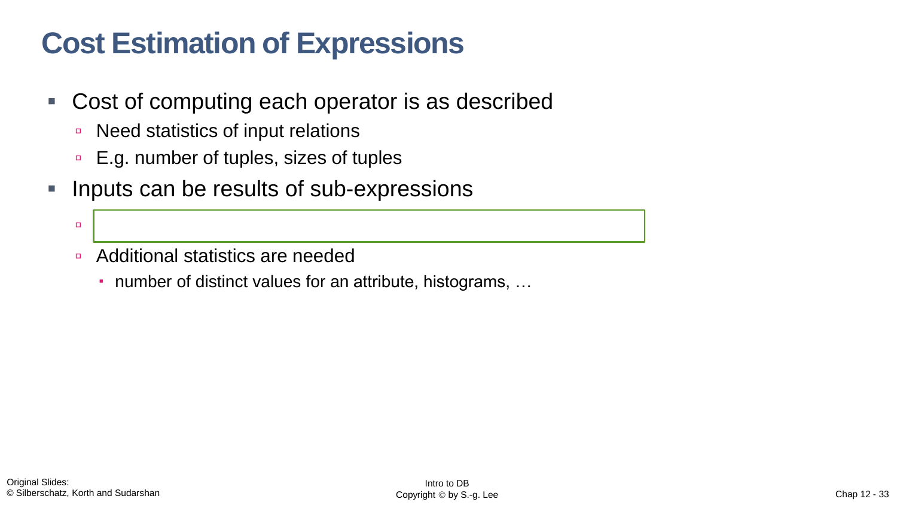# Cost Estimation of Expressions

- Cost of computing each operator is as described
  - Need statistics of input relations
  - E.g. number of tuples, sizes of tuples
- Inputs can be results of sub-expressions
  - 
  - Additional statistics are needed
    - number of distinct values for an attribute, histograms, …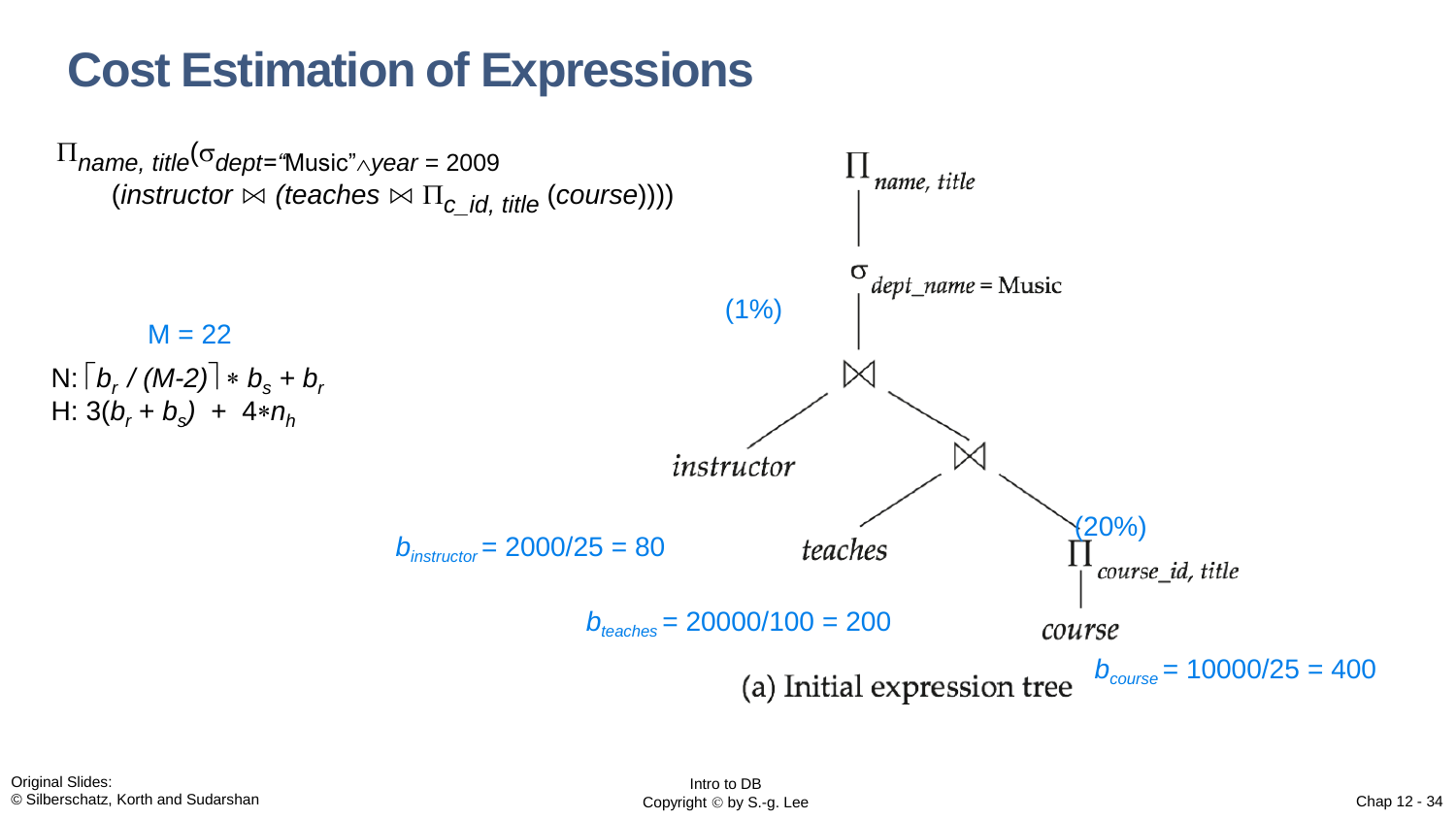# Cost Estimation of Expressions

$\Pi_{name,\ title}(\sigma_{dept=\text{"Music"} \wedge year = 2009}$
$(instructor \bowtie (teaches \bowtie \Pi_{c\_id,\ title}\ (course))))$

M = 22

N: $\lceil b_r / (M-2) \rceil * b_s + b_r$

H: $3(b_r + b_s) + 4 * n_h$

$\Pi_{name,\ title}$

$\sigma_{dept\_name = \text{Music}}$

(1%)

$\bowtie$

*instructor*

$\bowtie$

*teaches*

(20%)

$\Pi_{course\_id,\ title}$

*course*

$b_{instructor}$ = 2000/25 = 80

$b_{teaches}$ = 20000/100 = 200

$b_{course}$ = 10000/25 = 400

(a) Initial expression tree

Original Slides:
© Silberschatz, Korth and Sudarshan

Intro to DB
Copyright © by S.-g. Lee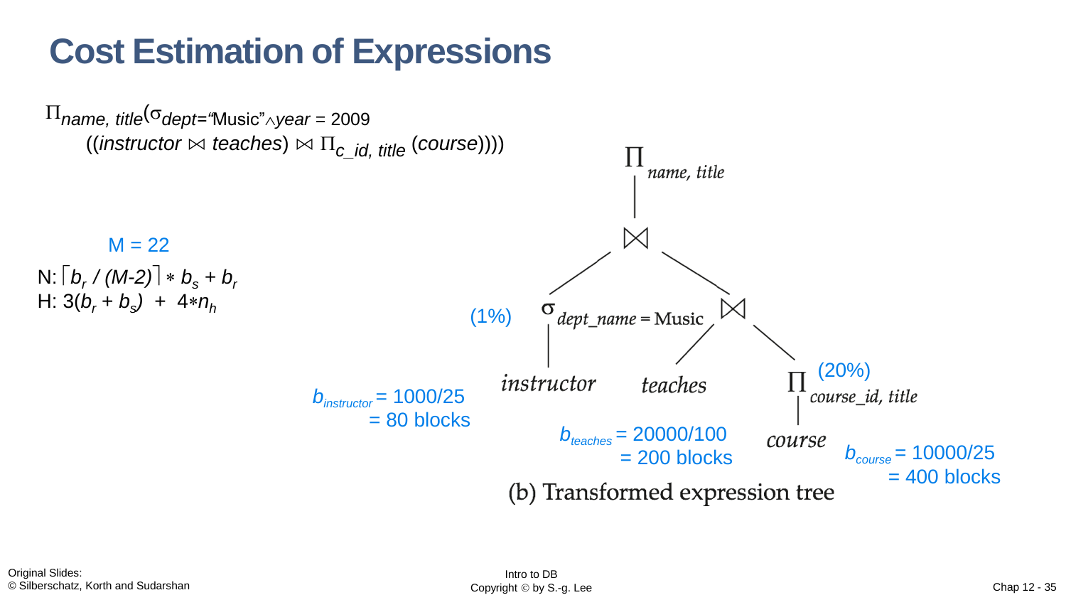# Cost Estimation of Expressions

$\Pi_{name,\ title}(\sigma_{dept=\text{"Music"} \wedge year\ =\ 2009}$
$((instructor \bowtie teaches) \bowtie \Pi_{c\_id,\ title}\ (course))))$

M = 22

N: $\lceil b_r / (M\text{-}2) \rceil * b_s + b_r$

H: $3(b_r + b_s) + 4 * n_h$

$\Pi_{name,\ title}$

$\bowtie$

(1%) $\sigma_{dept\_name\ =\ \text{Music}}$ — $\bowtie$

instructor — teaches — $\Pi_{course\_id,\ title}$ (20%)

course

$b_{instructor}$ = 1000/25 = 80 blocks

$b_{teaches}$ = 20000/100 = 200 blocks

$b_{course}$ = 10000/25 = 400 blocks

(b) Transformed expression tree

Original Slides:
© Silberschatz, Korth and Sudarshan

Intro to DB
Copyright © by S.-g. Lee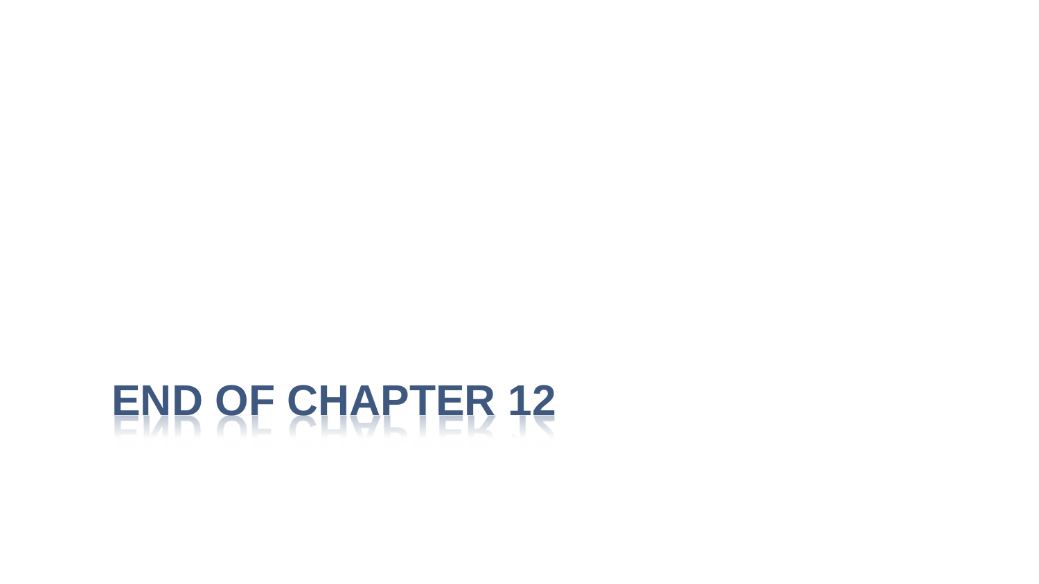# END OF CHAPTER 12